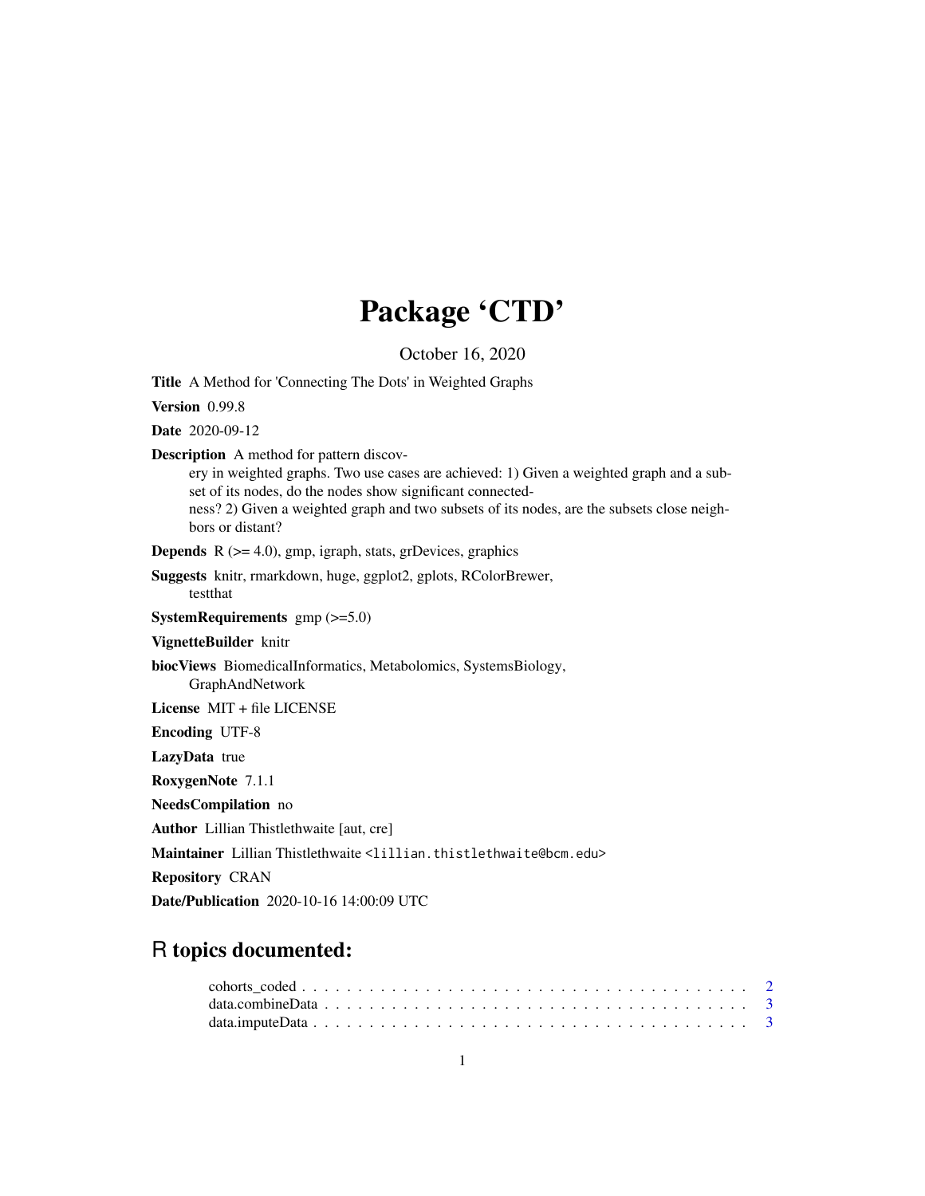# Package 'CTD'

October 16, 2020

**Title** A Method for 'Connecting The Dots' in Weighted Graphs

**Version** 0.99.8

**Date** 2020-09-12

**Description** A method for pattern discovery in weighted graphs. Two use cases are achieved: 1) Given a weighted graph and a subset of its nodes, do the nodes show significant connectedness? 2) Given a weighted graph and two subsets of its nodes, are the subsets close neighbors or distant?

**Depends** R (>= 4.0), gmp, igraph, stats, grDevices, graphics

**Suggests** knitr, rmarkdown, huge, ggplot2, gplots, RColorBrewer, testthat

**SystemRequirements** gmp (>=5.0)

**VignetteBuilder** knitr

**biocViews** BiomedicalInformatics, Metabolomics, SystemsBiology, GraphAndNetwork

**License** MIT + file LICENSE

**Encoding** UTF-8

**LazyData** true

**RoxygenNote** 7.1.1

**NeedsCompilation** no

**Author** Lillian Thistlethwaite [aut, cre]

**Maintainer** Lillian Thistlethwaite <lillian.thistlethwaite@bcm.edu>

**Repository** CRAN

**Date/Publication** 2020-10-16 14:00:09 UTC

## R topics documented:

cohorts_coded . . . . . . . . . . . . . . . . . . . . . . . . . . . . . . . . . . . . . . . 2
data.combineData . . . . . . . . . . . . . . . . . . . . . . . . . . . . . . . . . . . . . 3
data.imputeData . . . . . . . . . . . . . . . . . . . . . . . . . . . . . . . . . . . . . . 3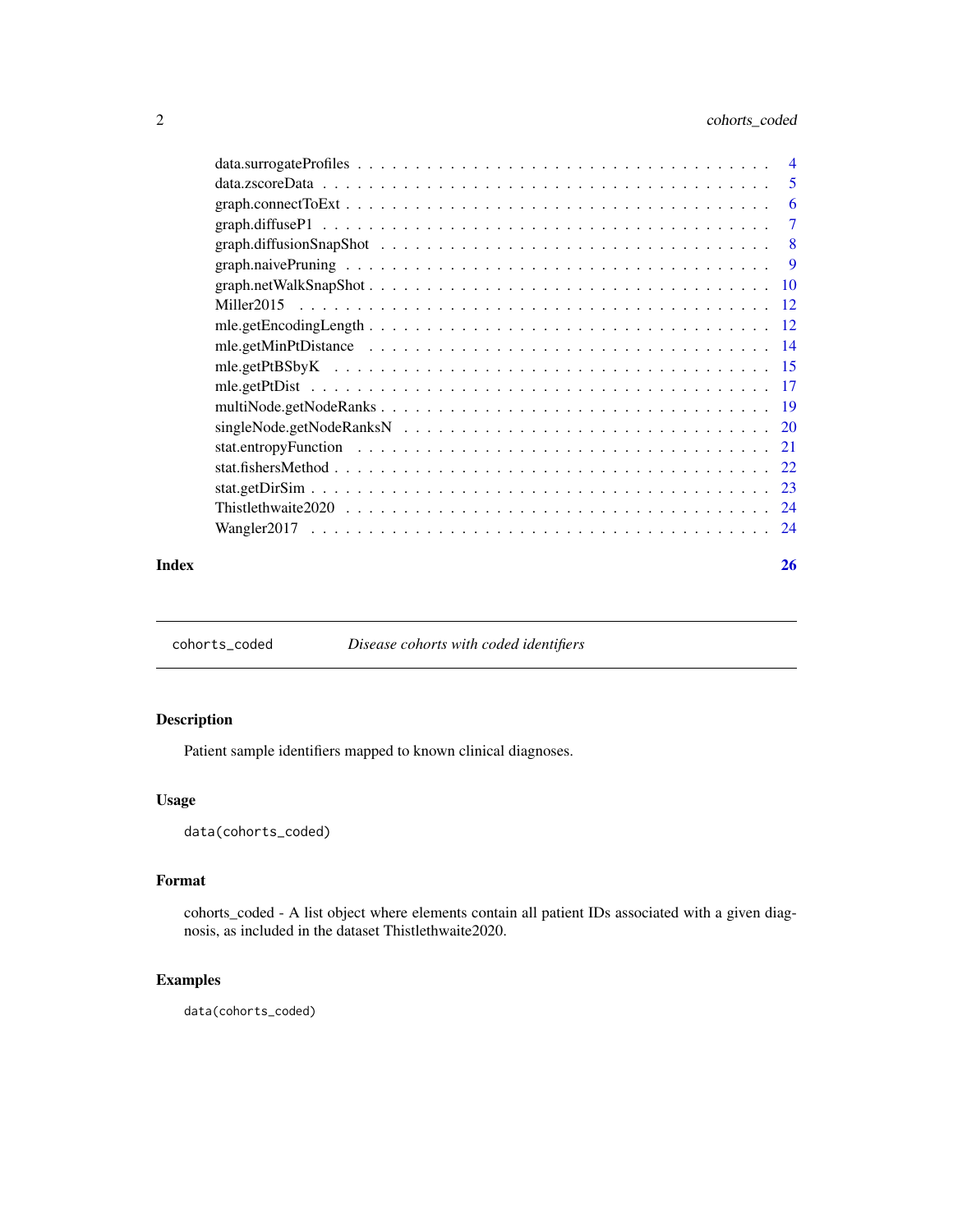data.surrogateProfiles . . . . . . . . . . . . . . . . . . . . . . . . . . . . . . . . . 4
data.zscoreData . . . . . . . . . . . . . . . . . . . . . . . . . . . . . . . . . . . . 5
graph.connectToExt . . . . . . . . . . . . . . . . . . . . . . . . . . . . . . . . . . . 6
graph.diffuseP1 . . . . . . . . . . . . . . . . . . . . . . . . . . . . . . . . . . . . . 7
graph.diffusionSnapShot . . . . . . . . . . . . . . . . . . . . . . . . . . . . . . . . . 8
graph.naivePruning . . . . . . . . . . . . . . . . . . . . . . . . . . . . . . . . . . . . 9
graph.netWalkSnapShot . . . . . . . . . . . . . . . . . . . . . . . . . . . . . . . . . . 10
Miller2015 . . . . . . . . . . . . . . . . . . . . . . . . . . . . . . . . . . . . . . . 12
mle.getEncodingLength . . . . . . . . . . . . . . . . . . . . . . . . . . . . . . . . . . 12
mle.getMinPtDistance . . . . . . . . . . . . . . . . . . . . . . . . . . . . . . . . . . 14
mle.getPtBSbyK . . . . . . . . . . . . . . . . . . . . . . . . . . . . . . . . . . . . . 15
mle.getPtDist . . . . . . . . . . . . . . . . . . . . . . . . . . . . . . . . . . . . . . 17
multiNode.getNodeRanks . . . . . . . . . . . . . . . . . . . . . . . . . . . . . . . . . 19
singleNode.getNodeRanksN . . . . . . . . . . . . . . . . . . . . . . . . . . . . . . . . 20
stat.entropyFunction . . . . . . . . . . . . . . . . . . . . . . . . . . . . . . . . . . . 21
stat.fishersMethod . . . . . . . . . . . . . . . . . . . . . . . . . . . . . . . . . . . . 22
stat.getDirSim . . . . . . . . . . . . . . . . . . . . . . . . . . . . . . . . . . . . . . 23
Thistlethwaite2020 . . . . . . . . . . . . . . . . . . . . . . . . . . . . . . . . . . . . 24
Wangler2017 . . . . . . . . . . . . . . . . . . . . . . . . . . . . . . . . . . . . . . . 24

**Index** **26**

---

## cohorts_coded — *Disease cohorts with coded identifiers*

### Description

Patient sample identifiers mapped to known clinical diagnoses.

### Usage

```
data(cohorts_coded)
```

### Format

cohorts_coded - A list object where elements contain all patient IDs associated with a given diagnosis, as included in the dataset Thistlethwaite2020.

### Examples

```
data(cohorts_coded)
```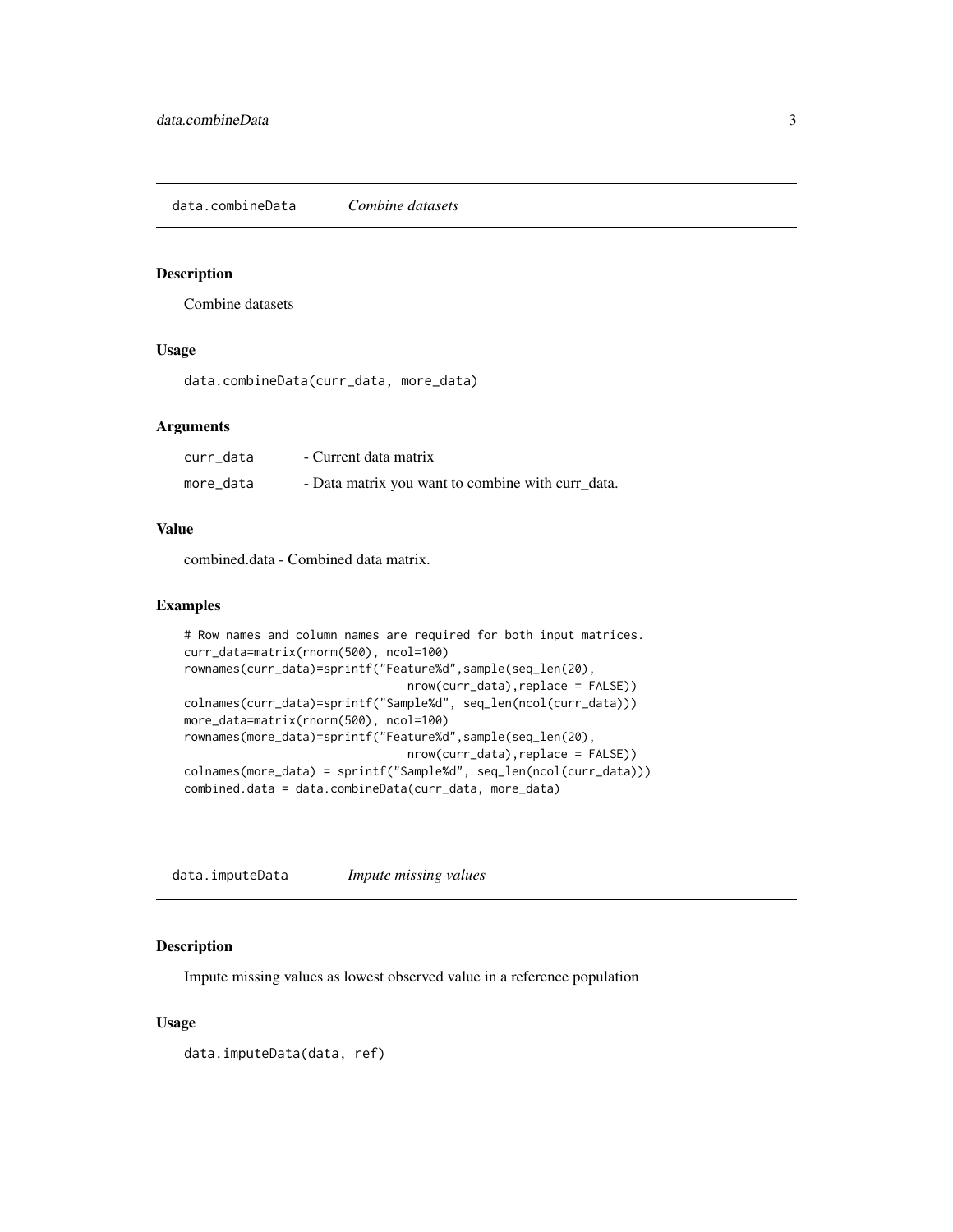## data.combineData *Combine datasets*

### Description

Combine datasets

### Usage

```
data.combineData(curr_data, more_data)
```

### Arguments

| | |
|---|---|
| curr_data | - Current data matrix |
| more_data | - Data matrix you want to combine with curr_data. |

### Value

combined.data - Combined data matrix.

### Examples

```
# Row names and column names are required for both input matrices.
curr_data=matrix(rnorm(500), ncol=100)
rownames(curr_data)=sprintf("Feature%d",sample(seq_len(20),
                              nrow(curr_data),replace = FALSE))
colnames(curr_data)=sprintf("Sample%d", seq_len(ncol(curr_data)))
more_data=matrix(rnorm(500), ncol=100)
rownames(more_data)=sprintf("Feature%d",sample(seq_len(20),
                              nrow(curr_data),replace = FALSE))
colnames(more_data) = sprintf("Sample%d", seq_len(ncol(curr_data)))
combined.data = data.combineData(curr_data, more_data)
```

## data.imputeData *Impute missing values*

### Description

Impute missing values as lowest observed value in a reference population

### Usage

```
data.imputeData(data, ref)
```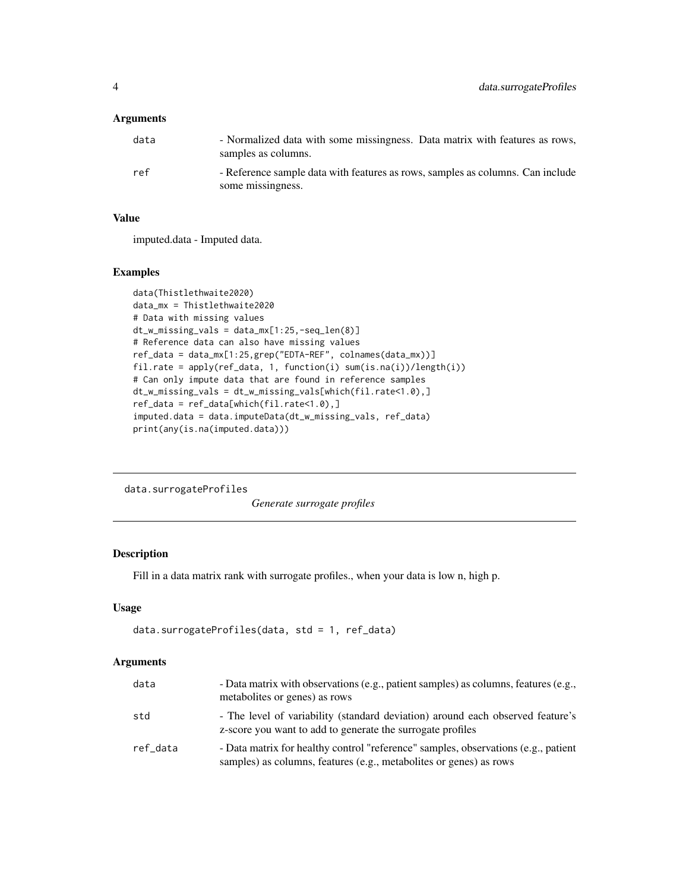### Arguments

| | |
|---|---|
| data | - Normalized data with some missingness. Data matrix with features as rows, samples as columns. |
| ref | - Reference sample data with features as rows, samples as columns. Can include some missingness. |

### Value

imputed.data - Imputed data.

### Examples

```
data(Thistlethwaite2020)
data_mx = Thistlethwaite2020
# Data with missing values
dt_w_missing_vals = data_mx[1:25,-seq_len(8)]
# Reference data can also have missing values
ref_data = data_mx[1:25,grep("EDTA-REF", colnames(data_mx))]
fil.rate = apply(ref_data, 1, function(i) sum(is.na(i))/length(i))
# Can only impute data that are found in reference samples
dt_w_missing_vals = dt_w_missing_vals[which(fil.rate<1.0),]
ref_data = ref_data[which(fil.rate<1.0),]
imputed.data = data.imputeData(dt_w_missing_vals, ref_data)
print(any(is.na(imputed.data)))
```

---

## data.surrogateProfiles    *Generate surrogate profiles*

### Description

Fill in a data matrix rank with surrogate profiles., when your data is low n, high p.

### Usage

```
data.surrogateProfiles(data, std = 1, ref_data)
```

### Arguments

| | |
|---|---|
| data | - Data matrix with observations (e.g., patient samples) as columns, features (e.g., metabolites or genes) as rows |
| std | - The level of variability (standard deviation) around each observed feature's z-score you want to add to generate the surrogate profiles |
| ref_data | - Data matrix for healthy control "reference" samples, observations (e.g., patient samples) as columns, features (e.g., metabolites or genes) as rows |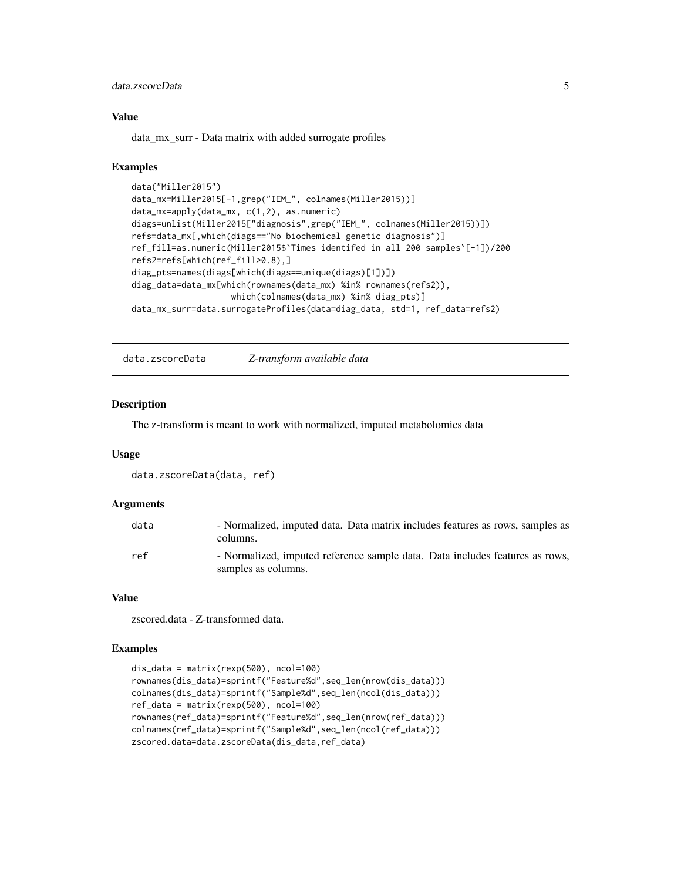### Value

data_mx_surr - Data matrix with added surrogate profiles

### Examples

```
data("Miller2015")
data_mx=Miller2015[-1,grep("IEM_", colnames(Miller2015))]
data_mx=apply(data_mx, c(1,2), as.numeric)
diags=unlist(Miller2015["diagnosis",grep("IEM_", colnames(Miller2015))])
refs=data_mx[,which(diags=="No biochemical genetic diagnosis")]
ref_fill=as.numeric(Miller2015$`Times identifed in all 200 samples`[-1])/200
refs2=refs[which(ref_fill>0.8),]
diag_pts=names(diags[which(diags==unique(diags)[1])])
diag_data=data_mx[which(rownames(data_mx) %in% rownames(refs2)),
                  which(colnames(data_mx) %in% diag_pts)]
data_mx_surr=data.surrogateProfiles(data=diag_data, std=1, ref_data=refs2)
```

---

## data.zscoreData *Z-transform available data*

### Description

The z-transform is meant to work with normalized, imputed metabolomics data

### Usage

```
data.zscoreData(data, ref)
```

### Arguments

| | |
|---|---|
| data | - Normalized, imputed data. Data matrix includes features as rows, samples as columns. |
| ref | - Normalized, imputed reference sample data. Data includes features as rows, samples as columns. |

### Value

zscored.data - Z-transformed data.

### Examples

```
dis_data = matrix(rexp(500), ncol=100)
rownames(dis_data)=sprintf("Feature%d",seq_len(nrow(dis_data)))
colnames(dis_data)=sprintf("Sample%d",seq_len(ncol(dis_data)))
ref_data = matrix(rexp(500), ncol=100)
rownames(ref_data)=sprintf("Feature%d",seq_len(nrow(ref_data)))
colnames(ref_data)=sprintf("Sample%d",seq_len(ncol(ref_data)))
zscored.data=data.zscoreData(dis_data,ref_data)
```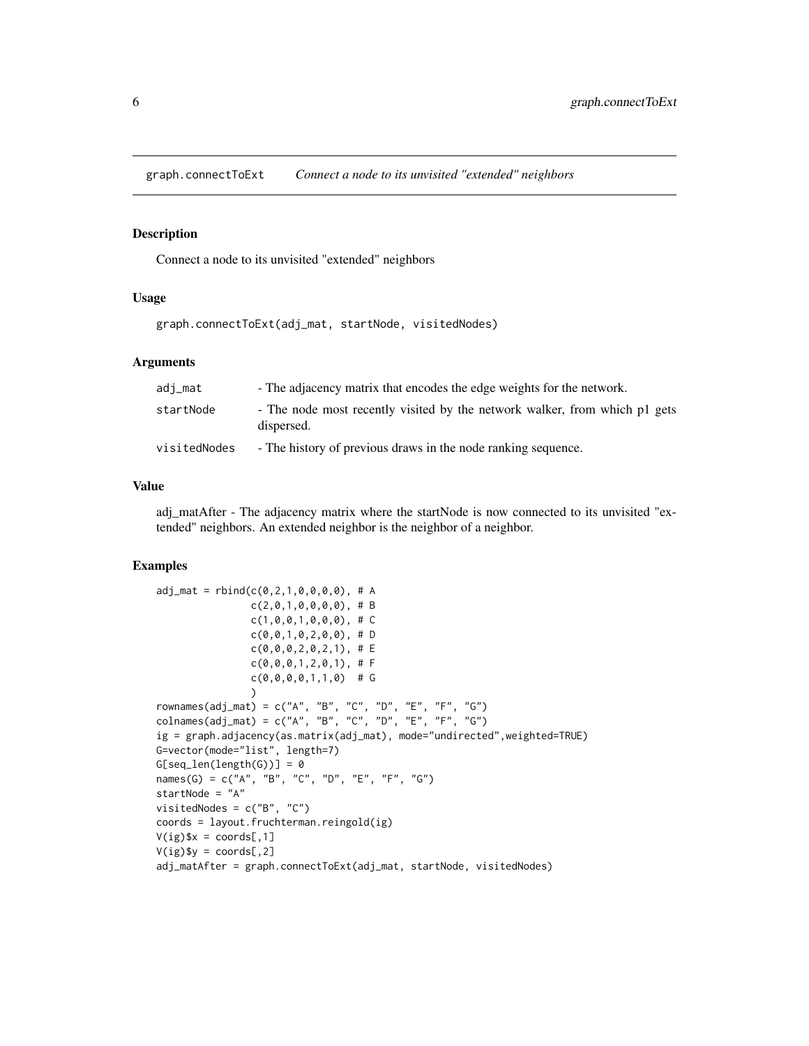# graph.connectToExt *Connect a node to its unvisited "extended" neighbors*

## Description

Connect a node to its unvisited "extended" neighbors

## Usage

```
graph.connectToExt(adj_mat, startNode, visitedNodes)
```

## Arguments

| | |
|---|---|
| adj_mat | - The adjacency matrix that encodes the edge weights for the network. |
| startNode | - The node most recently visited by the network walker, from which p1 gets dispersed. |
| visitedNodes | - The history of previous draws in the node ranking sequence. |

## Value

adj_matAfter - The adjacency matrix where the startNode is now connected to its unvisited "extended" neighbors. An extended neighbor is the neighbor of a neighbor.

## Examples

```
adj_mat = rbind(c(0,2,1,0,0,0,0), # A
                c(2,0,1,0,0,0,0), # B
                c(1,0,0,1,0,0,0), # C
                c(0,0,1,0,2,0,0), # D
                c(0,0,0,2,0,2,1), # E
                c(0,0,0,1,2,0,1), # F
                c(0,0,0,0,1,1,0)  # G
                )
rownames(adj_mat) = c("A", "B", "C", "D", "E", "F", "G")
colnames(adj_mat) = c("A", "B", "C", "D", "E", "F", "G")
ig = graph.adjacency(as.matrix(adj_mat), mode="undirected",weighted=TRUE)
G=vector(mode="list", length=7)
G[seq_len(length(G))] = 0
names(G) = c("A", "B", "C", "D", "E", "F", "G")
startNode = "A"
visitedNodes = c("B", "C")
coords = layout.fruchterman.reingold(ig)
V(ig)$x = coords[,1]
V(ig)$y = coords[,2]
adj_matAfter = graph.connectToExt(adj_mat, startNode, visitedNodes)
```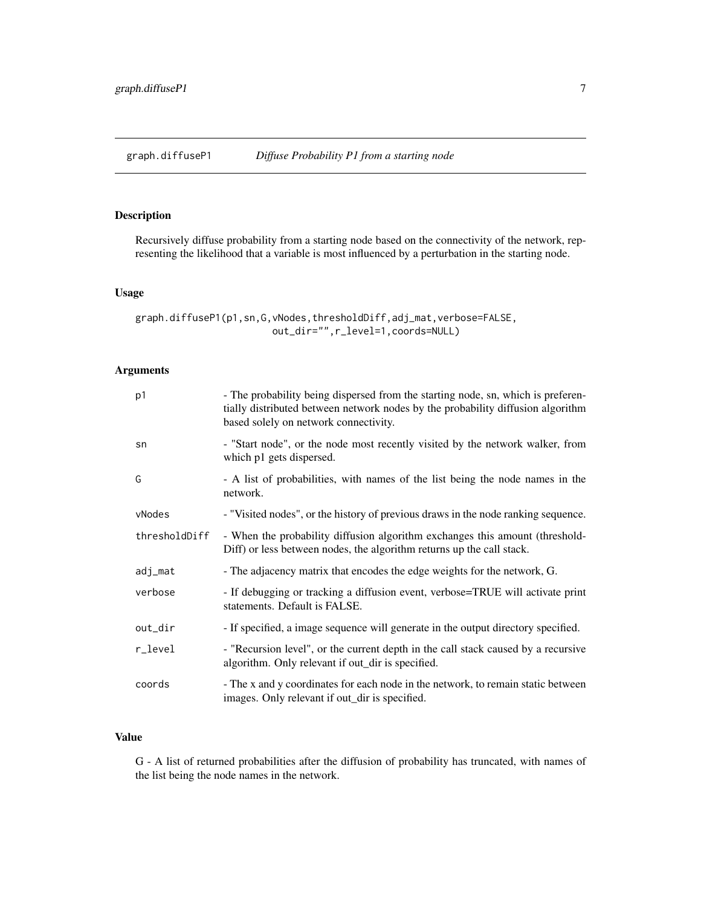# graph.diffuseP1 — *Diffuse Probability P1 from a starting node*

## Description

Recursively diffuse probability from a starting node based on the connectivity of the network, representing the likelihood that a variable is most influenced by a perturbation in the starting node.

## Usage

```
graph.diffuseP1(p1,sn,G,vNodes,thresholdDiff,adj_mat,verbose=FALSE,
                        out_dir="",r_level=1,coords=NULL)
```

## Arguments

| | |
|---|---|
| p1 | - The probability being dispersed from the starting node, sn, which is preferentially distributed between network nodes by the probability diffusion algorithm based solely on network connectivity. |
| sn | - "Start node", or the node most recently visited by the network walker, from which p1 gets dispersed. |
| G | - A list of probabilities, with names of the list being the node names in the network. |
| vNodes | - "Visited nodes", or the history of previous draws in the node ranking sequence. |
| thresholdDiff | - When the probability diffusion algorithm exchanges this amount (thresholdDiff) or less between nodes, the algorithm returns up the call stack. |
| adj_mat | - The adjacency matrix that encodes the edge weights for the network, G. |
| verbose | - If debugging or tracking a diffusion event, verbose=TRUE will activate print statements. Default is FALSE. |
| out_dir | - If specified, a image sequence will generate in the output directory specified. |
| r_level | - "Recursion level", or the current depth in the call stack caused by a recursive algorithm. Only relevant if out_dir is specified. |
| coords | - The x and y coordinates for each node in the network, to remain static between images. Only relevant if out_dir is specified. |

## Value

G - A list of returned probabilities after the diffusion of probability has truncated, with names of the list being the node names in the network.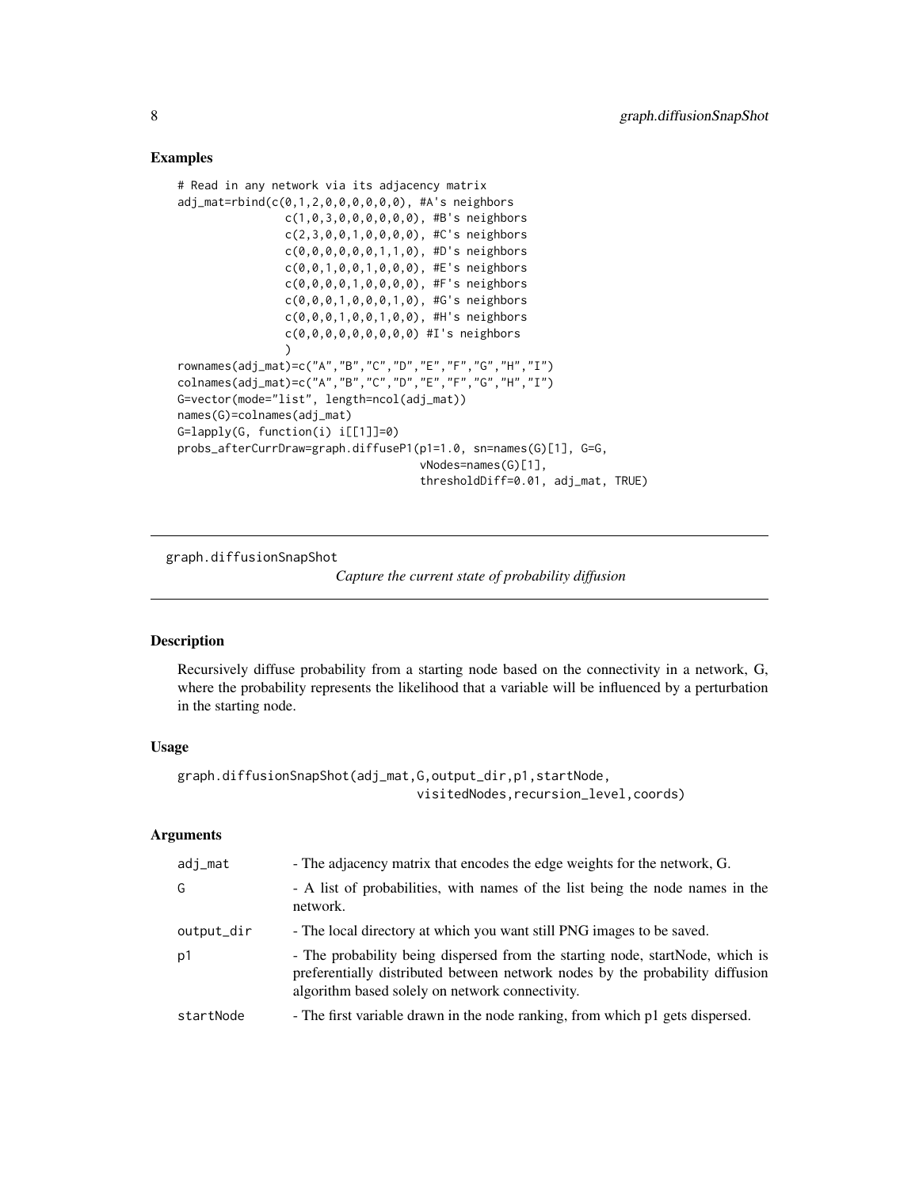## Examples

```
# Read in any network via its adjacency matrix
adj_mat=rbind(c(0,1,2,0,0,0,0,0,0), #A's neighbors
              c(1,0,3,0,0,0,0,0,0), #B's neighbors
              c(2,3,0,0,1,0,0,0,0), #C's neighbors
              c(0,0,0,0,0,0,1,1,0), #D's neighbors
              c(0,0,1,0,0,1,0,0,0), #E's neighbors
              c(0,0,0,0,1,0,0,0,0), #F's neighbors
              c(0,0,0,1,0,0,0,1,0), #G's neighbors
              c(0,0,0,1,0,0,1,0,0), #H's neighbors
              c(0,0,0,0,0,0,0,0,0) #I's neighbors
              )
rownames(adj_mat)=c("A","B","C","D","E","F","G","H","I")
colnames(adj_mat)=c("A","B","C","D","E","F","G","H","I")
G=vector(mode="list", length=ncol(adj_mat))
names(G)=colnames(adj_mat)
G=lapply(G, function(i) i[[1]]=0)
probs_afterCurrDraw=graph.diffuseP1(p1=1.0, sn=names(G)[1], G=G,
                                    vNodes=names(G)[1],
                                    thresholdDiff=0.01, adj_mat, TRUE)
```

---

# graph.diffusionSnapShot

*Capture the current state of probability diffusion*

## Description

Recursively diffuse probability from a starting node based on the connectivity in a network, G, where the probability represents the likelihood that a variable will be influenced by a perturbation in the starting node.

## Usage

```
graph.diffusionSnapShot(adj_mat,G,output_dir,p1,startNode,
                        visitedNodes,recursion_level,coords)
```

## Arguments

| | |
|---|---|
| adj_mat | - The adjacency matrix that encodes the edge weights for the network, G. |
| G | - A list of probabilities, with names of the list being the node names in the network. |
| output_dir | - The local directory at which you want still PNG images to be saved. |
| p1 | - The probability being dispersed from the starting node, startNode, which is preferentially distributed between network nodes by the probability diffusion algorithm based solely on network connectivity. |
| startNode | - The first variable drawn in the node ranking, from which p1 gets dispersed. |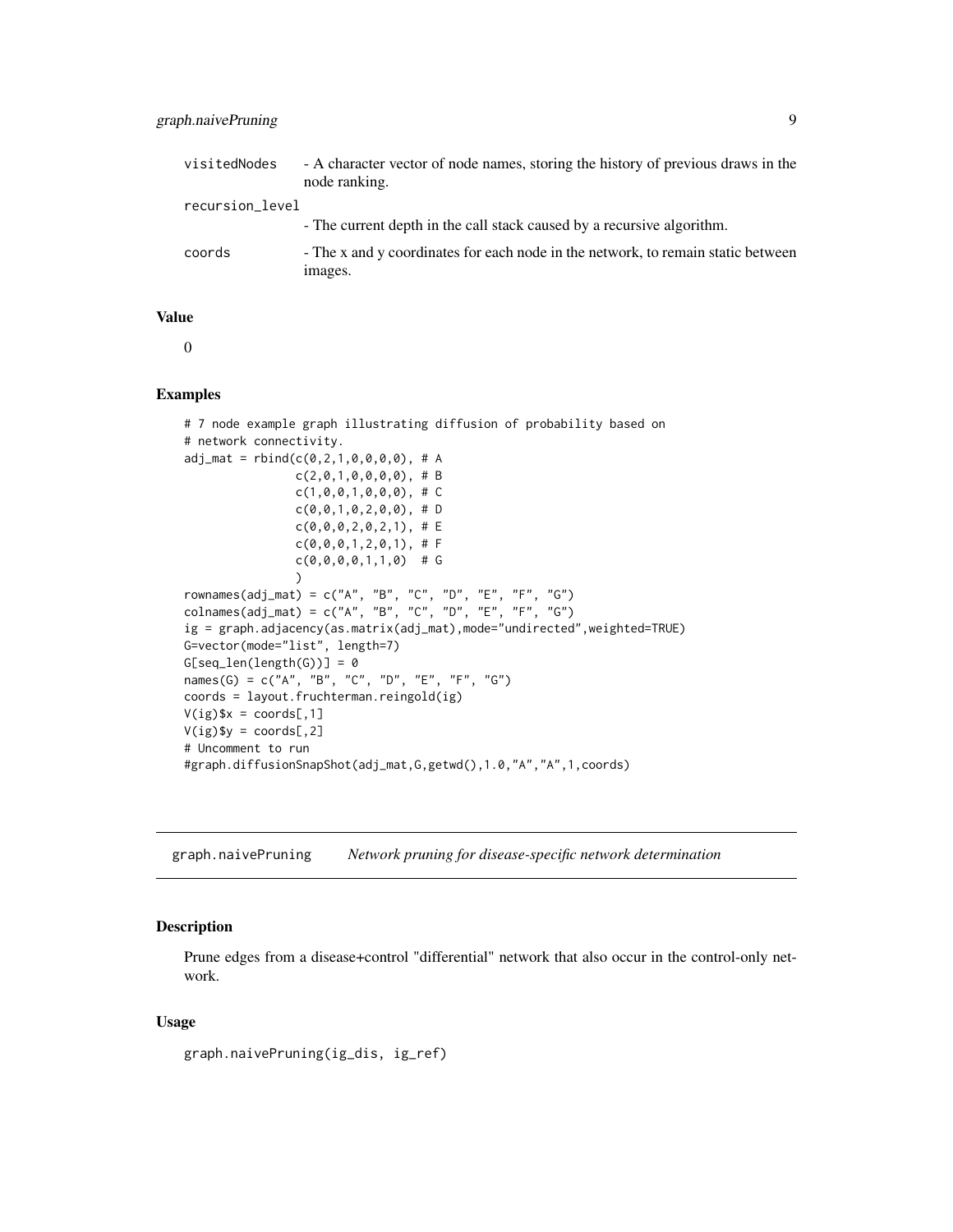| | |
|---|---|
| visitedNodes | - A character vector of node names, storing the history of previous draws in the node ranking. |
| recursion_level | - The current depth in the call stack caused by a recursive algorithm. |
| coords | - The x and y coordinates for each node in the network, to remain static between images. |

### Value

0

### Examples

```
# 7 node example graph illustrating diffusion of probability based on
# network connectivity.
adj_mat = rbind(c(0,2,1,0,0,0,0), # A
                c(2,0,1,0,0,0,0), # B
                c(1,0,0,1,0,0,0), # C
                c(0,0,1,0,2,0,0), # D
                c(0,0,0,2,0,2,1), # E
                c(0,0,0,1,2,0,1), # F
                c(0,0,0,0,1,1,0)  # G
                )
rownames(adj_mat) = c("A", "B", "C", "D", "E", "F", "G")
colnames(adj_mat) = c("A", "B", "C", "D", "E", "F", "G")
ig = graph.adjacency(as.matrix(adj_mat),mode="undirected",weighted=TRUE)
G=vector(mode="list", length=7)
G[seq_len(length(G))] = 0
names(G) = c("A", "B", "C", "D", "E", "F", "G")
coords = layout.fruchterman.reingold(ig)
V(ig)$x = coords[,1]
V(ig)$y = coords[,2]
# Uncomment to run
#graph.diffusionSnapShot(adj_mat,G,getwd(),1.0,"A","A",1,coords)
```

---

## graph.naivePruning *Network pruning for disease-specific network determination*

### Description

Prune edges from a disease+control "differential" network that also occur in the control-only network.

### Usage

```
graph.naivePruning(ig_dis, ig_ref)
```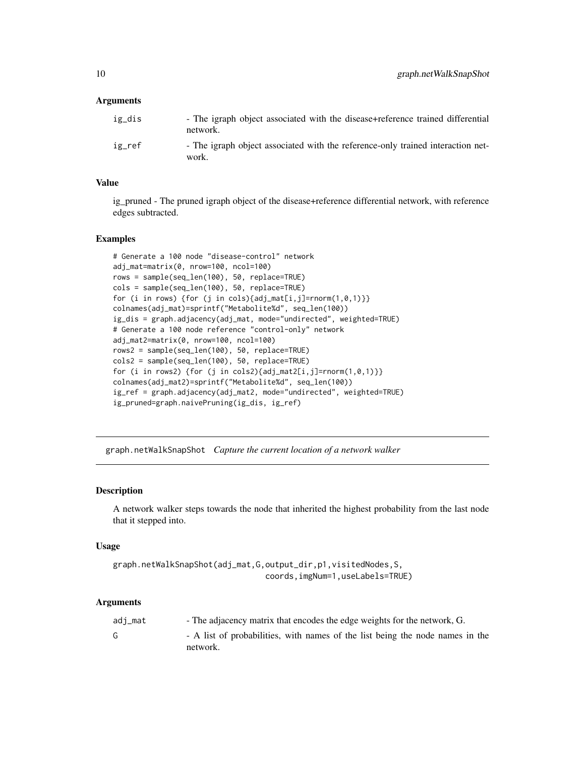### Arguments

| | |
|---|---|
| ig_dis | - The igraph object associated with the disease+reference trained differential network. |
| ig_ref | - The igraph object associated with the reference-only trained interaction network. |

### Value

ig_pruned - The pruned igraph object of the disease+reference differential network, with reference edges subtracted.

### Examples

```
# Generate a 100 node "disease-control" network
adj_mat=matrix(0, nrow=100, ncol=100)
rows = sample(seq_len(100), 50, replace=TRUE)
cols = sample(seq_len(100), 50, replace=TRUE)
for (i in rows) {for (j in cols){adj_mat[i,j]=rnorm(1,0,1)}}
colnames(adj_mat)=sprintf("Metabolite%d", seq_len(100))
ig_dis = graph.adjacency(adj_mat, mode="undirected", weighted=TRUE)
# Generate a 100 node reference "control-only" network
adj_mat2=matrix(0, nrow=100, ncol=100)
rows2 = sample(seq_len(100), 50, replace=TRUE)
cols2 = sample(seq_len(100), 50, replace=TRUE)
for (i in rows2) {for (j in cols2){adj_mat2[i,j]=rnorm(1,0,1)}}
colnames(adj_mat2)=sprintf("Metabolite%d", seq_len(100))
ig_ref = graph.adjacency(adj_mat2, mode="undirected", weighted=TRUE)
ig_pruned=graph.naivePruning(ig_dis, ig_ref)
```

---

## graph.netWalkSnapShot *Capture the current location of a network walker*

### Description

A network walker steps towards the node that inherited the highest probability from the last node that it stepped into.

### Usage

```
graph.netWalkSnapShot(adj_mat,G,output_dir,p1,visitedNodes,S,
                                coords,imgNum=1,useLabels=TRUE)
```

### Arguments

| | |
|---|---|
| adj_mat | - The adjacency matrix that encodes the edge weights for the network, G. |
| G | - A list of probabilities, with names of the list being the node names in the network. |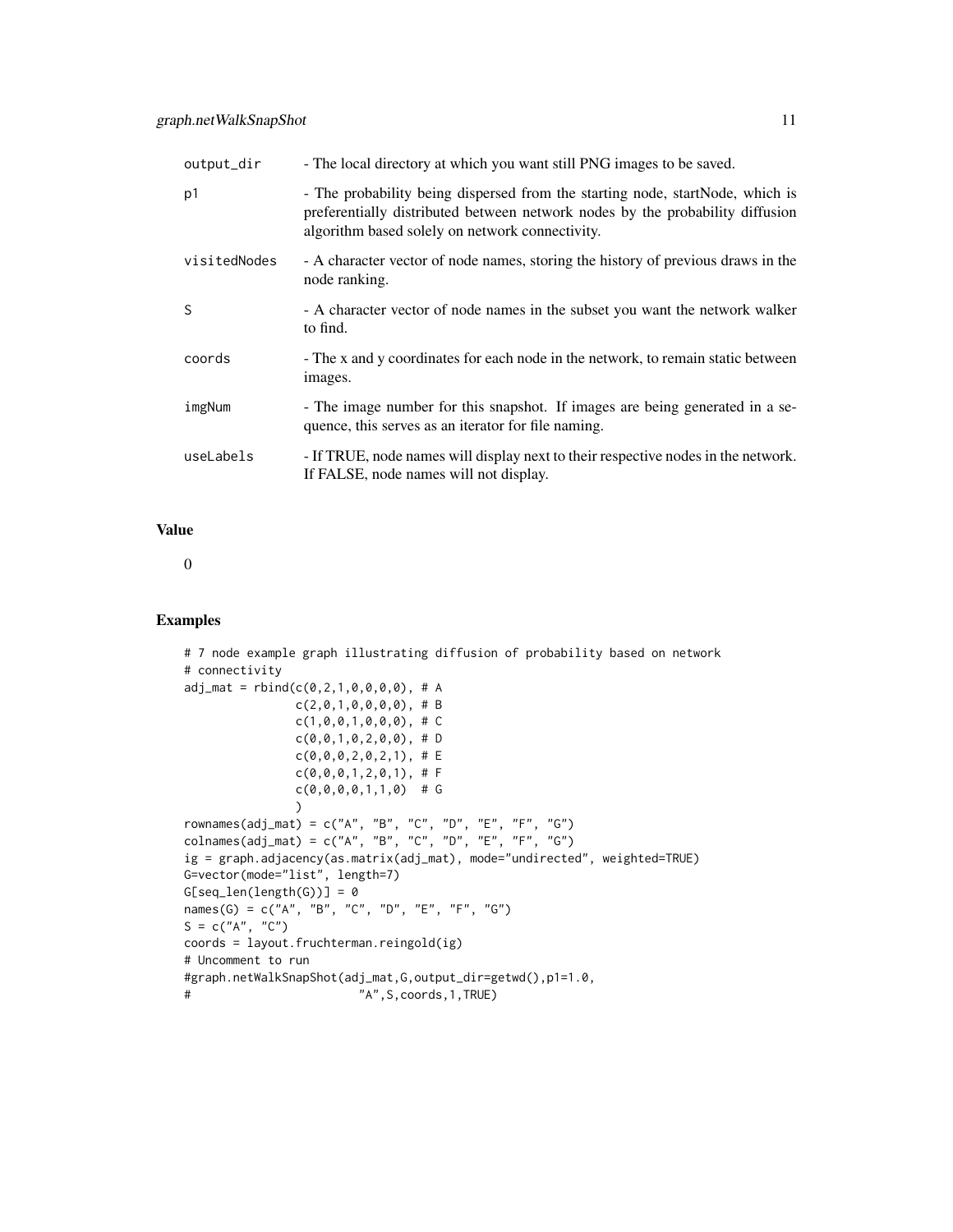| | |
|---|---|
| output_dir | - The local directory at which you want still PNG images to be saved. |
| p1 | - The probability being dispersed from the starting node, startNode, which is preferentially distributed between network nodes by the probability diffusion algorithm based solely on network connectivity. |
| visitedNodes | - A character vector of node names, storing the history of previous draws in the node ranking. |
| S | - A character vector of node names in the subset you want the network walker to find. |
| coords | - The x and y coordinates for each node in the network, to remain static between images. |
| imgNum | - The image number for this snapshot. If images are being generated in a sequence, this serves as an iterator for file naming. |
| useLabels | - If TRUE, node names will display next to their respective nodes in the network. If FALSE, node names will not display. |

## Value

0

## Examples

```
# 7 node example graph illustrating diffusion of probability based on network
# connectivity
adj_mat = rbind(c(0,2,1,0,0,0,0), # A
                c(2,0,1,0,0,0,0), # B
                c(1,0,0,1,0,0,0), # C
                c(0,0,1,0,2,0,0), # D
                c(0,0,0,2,0,2,1), # E
                c(0,0,0,1,2,0,1), # F
                c(0,0,0,0,1,1,0)  # G
                )
rownames(adj_mat) = c("A", "B", "C", "D", "E", "F", "G")
colnames(adj_mat) = c("A", "B", "C", "D", "E", "F", "G")
ig = graph.adjacency(as.matrix(adj_mat), mode="undirected", weighted=TRUE)
G=vector(mode="list", length=7)
G[seq_len(length(G))] = 0
names(G) = c("A", "B", "C", "D", "E", "F", "G")
S = c("A", "C")
coords = layout.fruchterman.reingold(ig)
# Uncomment to run
#graph.netWalkSnapShot(adj_mat,G,output_dir=getwd(),p1=1.0,
#                       "A",S,coords,1,TRUE)
```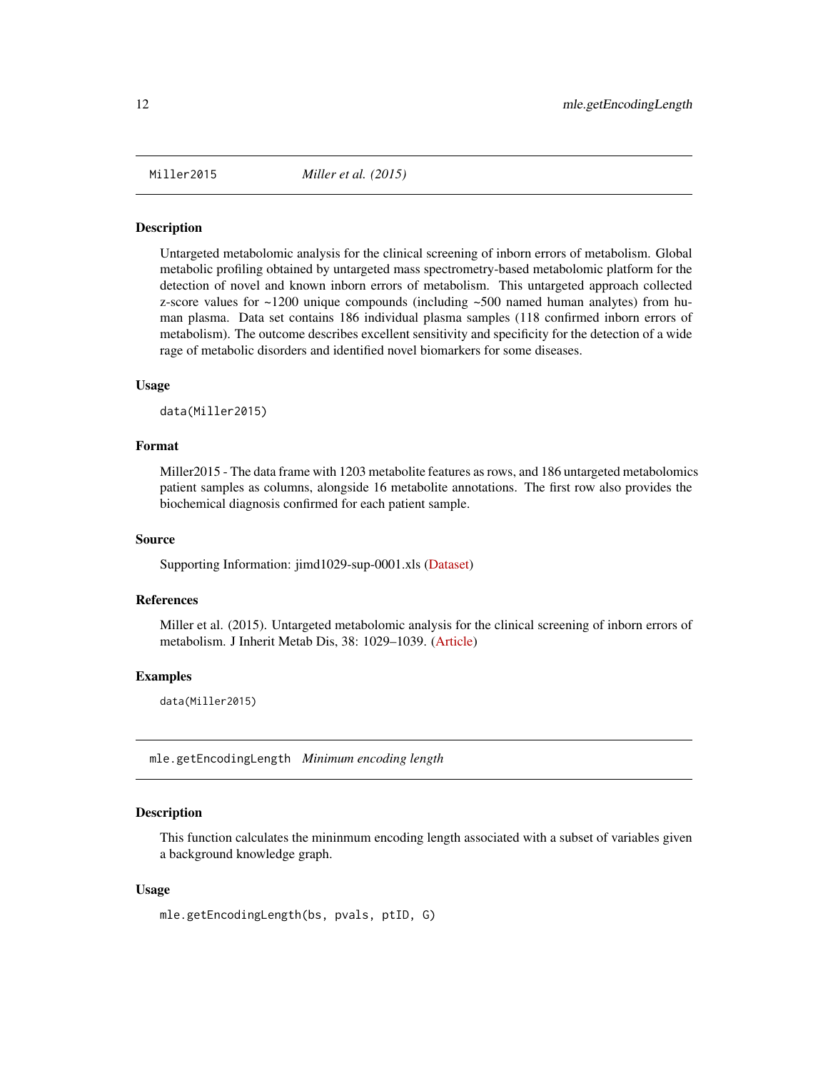## Miller2015 *Miller et al. (2015)*

### Description

Untargeted metabolomic analysis for the clinical screening of inborn errors of metabolism. Global metabolic profiling obtained by untargeted mass spectrometry-based metabolomic platform for the detection of novel and known inborn errors of metabolism. This untargeted approach collected z-score values for ~1200 unique compounds (including ~500 named human analytes) from human plasma. Data set contains 186 individual plasma samples (118 confirmed inborn errors of metabolism). The outcome describes excellent sensitivity and specificity for the detection of a wide rage of metabolic disorders and identified novel biomarkers for some diseases.

### Usage

```
data(Miller2015)
```

### Format

Miller2015 - The data frame with 1203 metabolite features as rows, and 186 untargeted metabolomics patient samples as columns, alongside 16 metabolite annotations. The first row also provides the biochemical diagnosis confirmed for each patient sample.

### Source

Supporting Information: jimd1029-sup-0001.xls (Dataset)

### References

Miller et al. (2015). Untargeted metabolomic analysis for the clinical screening of inborn errors of metabolism. J Inherit Metab Dis, 38: 1029–1039. (Article)

### Examples

```
data(Miller2015)
```

## mle.getEncodingLength *Minimum encoding length*

### Description

This function calculates the mininmum encoding length associated with a subset of variables given a background knowledge graph.

### Usage

```
mle.getEncodingLength(bs, pvals, ptID, G)
```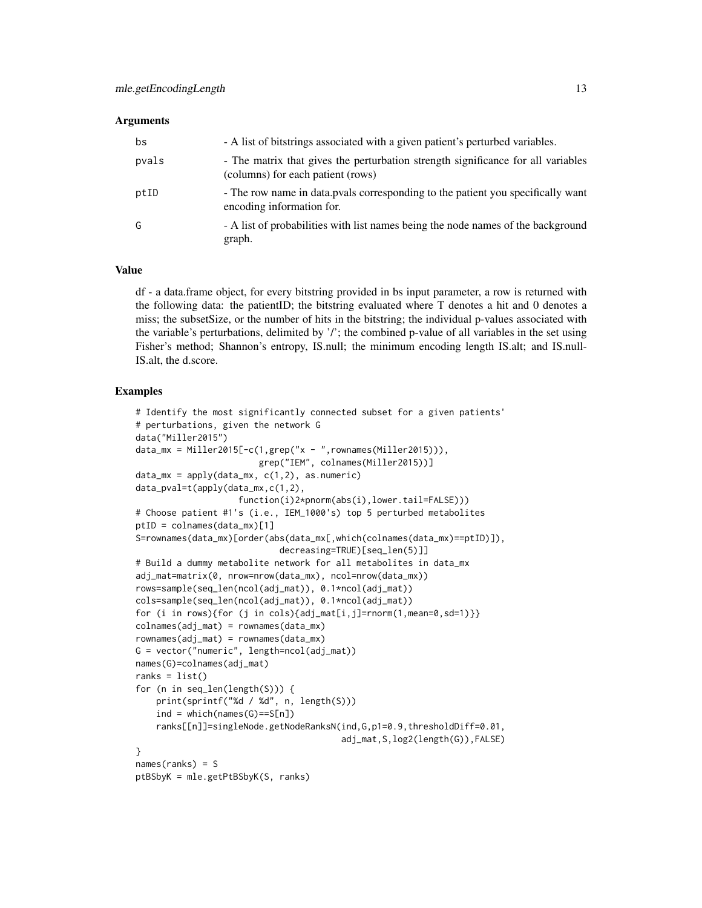### Arguments

| | |
|---|---|
| bs | - A list of bitstrings associated with a given patient's perturbed variables. |
| pvals | - The matrix that gives the perturbation strength significance for all variables (columns) for each patient (rows) |
| ptID | - The row name in data.pvals corresponding to the patient you specifically want encoding information for. |
| G | - A list of probabilities with list names being the node names of the background graph. |

### Value

df - a data.frame object, for every bitstring provided in bs input parameter, a row is returned with the following data: the patientID; the bitstring evaluated where T denotes a hit and 0 denotes a miss; the subsetSize, or the number of hits in the bitstring; the individual p-values associated with the variable's perturbations, delimited by '/'; the combined p-value of all variables in the set using Fisher's method; Shannon's entropy, IS.null; the minimum encoding length IS.alt; and IS.null-IS.alt, the d.score.

### Examples

```
# Identify the most significantly connected subset for a given patients'
# perturbations, given the network G
data("Miller2015")
data_mx = Miller2015[-c(1,grep("x - ",rownames(Miller2015))),
                     grep("IEM", colnames(Miller2015))]
data_mx = apply(data_mx, c(1,2), as.numeric)
data_pval=t(apply(data_mx,c(1,2),
                  function(i)2*pnorm(abs(i),lower.tail=FALSE)))
# Choose patient #1's (i.e., IEM_1000's) top 5 perturbed metabolites
ptID = colnames(data_mx)[1]
S=rownames(data_mx)[order(abs(data_mx[,which(colnames(data_mx)==ptID)]),
                          decreasing=TRUE)[seq_len(5)]]
# Build a dummy metabolite network for all metabolites in data_mx
adj_mat=matrix(0, nrow=nrow(data_mx), ncol=nrow(data_mx))
rows=sample(seq_len(ncol(adj_mat)), 0.1*ncol(adj_mat))
cols=sample(seq_len(ncol(adj_mat)), 0.1*ncol(adj_mat))
for (i in rows){for (j in cols){adj_mat[i,j]=rnorm(1,mean=0,sd=1)}}
colnames(adj_mat) = rownames(data_mx)
rownames(adj_mat) = rownames(data_mx)
G = vector("numeric", length=ncol(adj_mat))
names(G)=colnames(adj_mat)
ranks = list()
for (n in seq_len(length(S))) {
    print(sprintf("%d / %d", n, length(S)))
    ind = which(names(G)==S[n])
    ranks[[n]]=singleNode.getNodeRanksN(ind,G,p1=0.9,thresholdDiff=0.01,
                                        adj_mat,S,log2(length(G)),FALSE)
}
names(ranks) = S
ptBSbyK = mle.getPtBSbyK(S, ranks)
```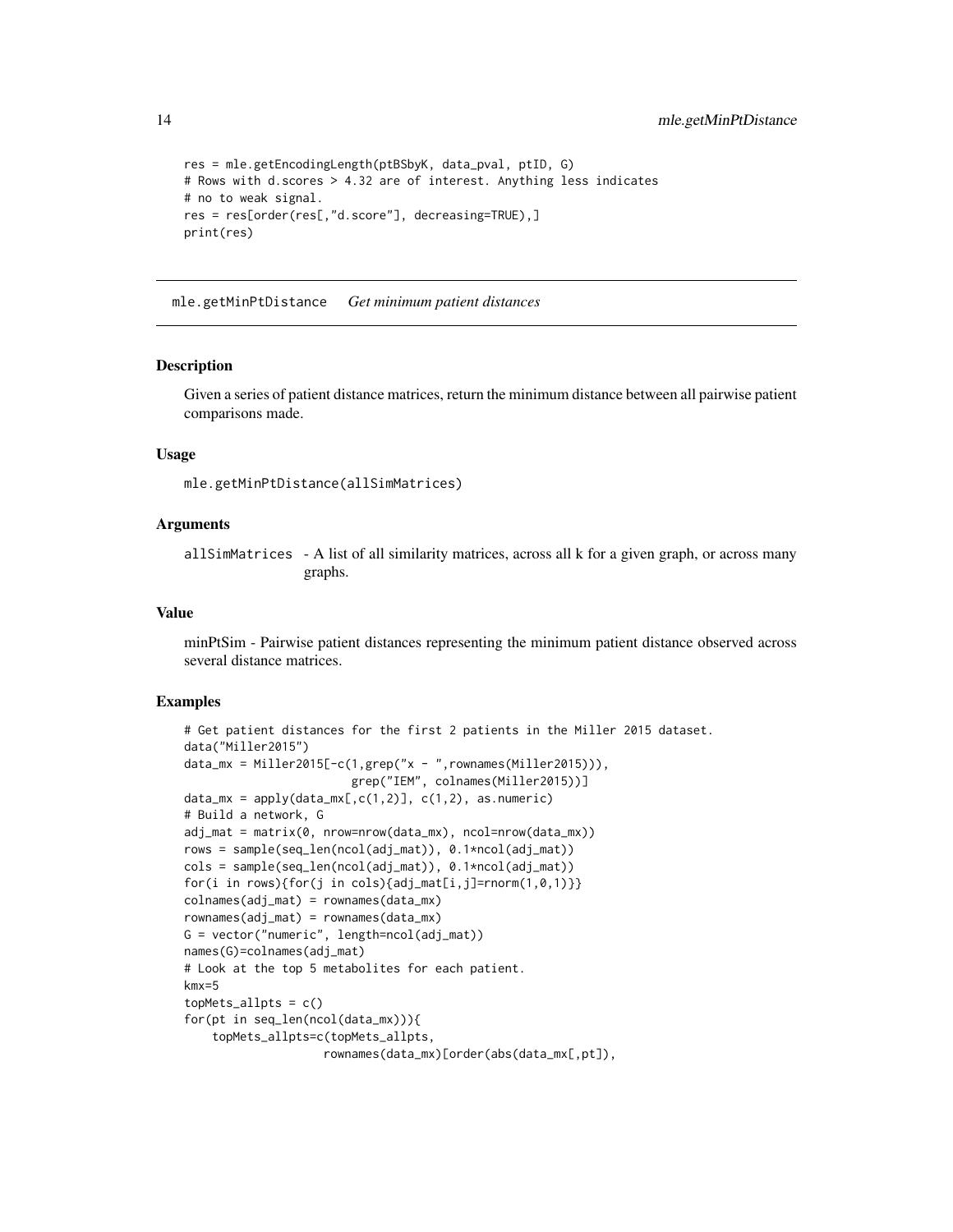```
res = mle.getEncodingLength(ptBSbyK, data_pval, ptID, G)
# Rows with d.scores > 4.32 are of interest. Anything less indicates
# no to weak signal.
res = res[order(res[,"d.score"], decreasing=TRUE),]
print(res)
```

## mle.getMinPtDistance *Get minimum patient distances*

### Description

Given a series of patient distance matrices, return the minimum distance between all pairwise patient comparisons made.

### Usage

```
mle.getMinPtDistance(allSimMatrices)
```

### Arguments

allSimMatrices - A list of all similarity matrices, across all k for a given graph, or across many graphs.

### Value

minPtSim - Pairwise patient distances representing the minimum patient distance observed across several distance matrices.

### Examples

```
# Get patient distances for the first 2 patients in the Miller 2015 dataset.
data("Miller2015")
data_mx = Miller2015[-c(1,grep("x - ",rownames(Miller2015))),
                     grep("IEM", colnames(Miller2015))]
data_mx = apply(data_mx[,c(1,2)], c(1,2), as.numeric)
# Build a network, G
adj_mat = matrix(0, nrow=nrow(data_mx), ncol=nrow(data_mx))
rows = sample(seq_len(ncol(adj_mat)), 0.1*ncol(adj_mat))
cols = sample(seq_len(ncol(adj_mat)), 0.1*ncol(adj_mat))
for(i in rows){for(j in cols){adj_mat[i,j]=rnorm(1,0,1)}}
colnames(adj_mat) = rownames(data_mx)
rownames(adj_mat) = rownames(data_mx)
G = vector("numeric", length=ncol(adj_mat))
names(G)=colnames(adj_mat)
# Look at the top 5 metabolites for each patient.
kmx=5
topMets_allpts = c()
for(pt in seq_len(ncol(data_mx))){
    topMets_allpts=c(topMets_allpts,
                     rownames(data_mx)[order(abs(data_mx[,pt]),
```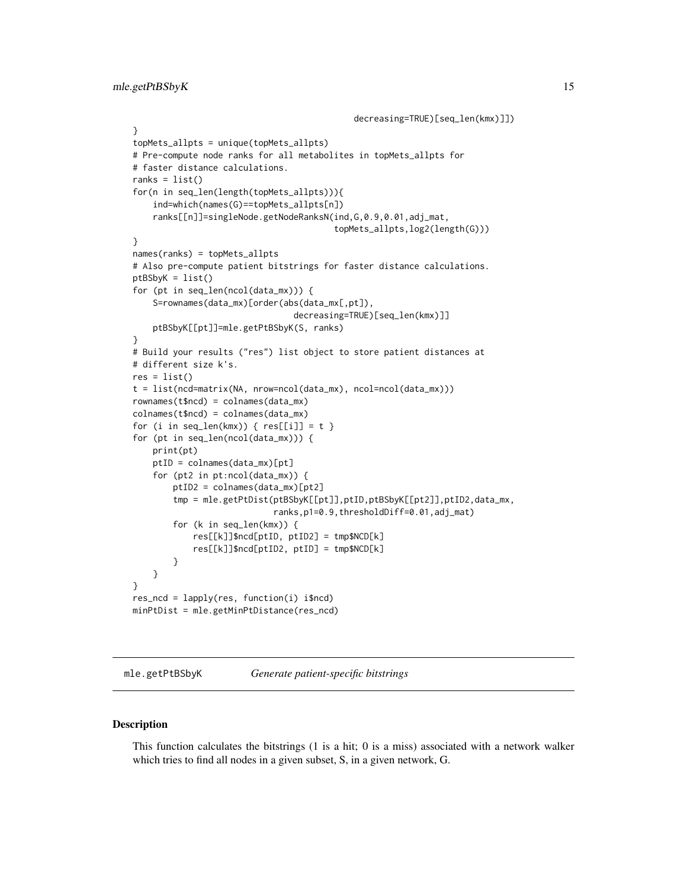```
                                              decreasing=TRUE)[seq_len(kmx)]])
}
topMets_allpts = unique(topMets_allpts)
# Pre-compute node ranks for all metabolites in topMets_allpts for
# faster distance calculations.
ranks = list()
for(n in seq_len(length(topMets_allpts))){
    ind=which(names(G)==topMets_allpts[n])
    ranks[[n]]=singleNode.getNodeRanksN(ind,G,0.9,0.01,adj_mat,
                                        topMets_allpts,log2(length(G)))
}
names(ranks) = topMets_allpts
# Also pre-compute patient bitstrings for faster distance calculations.
ptBSbyK = list()
for (pt in seq_len(ncol(data_mx))) {
    S=rownames(data_mx)[order(abs(data_mx[,pt]),
                              decreasing=TRUE)[seq_len(kmx)]]
    ptBSbyK[[pt]]=mle.getPtBSbyK(S, ranks)
}
# Build your results ("res") list object to store patient distances at
# different size k's.
res = list()
t = list(ncd=matrix(NA, nrow=ncol(data_mx), ncol=ncol(data_mx)))
rownames(t$ncd) = colnames(data_mx)
colnames(t$ncd) = colnames(data_mx)
for (i in seq_len(kmx)) { res[[i]] = t }
for (pt in seq_len(ncol(data_mx))) {
    print(pt)
    ptID = colnames(data_mx)[pt]
    for (pt2 in pt:ncol(data_mx)) {
        ptID2 = colnames(data_mx)[pt2]
        tmp = mle.getPtDist(ptBSbyK[[pt]],ptID,ptBSbyK[[pt2]],ptID2,data_mx,
                            ranks,p1=0.9,thresholdDiff=0.01,adj_mat)
        for (k in seq_len(kmx)) {
            res[[k]]$ncd[ptID, ptID2] = tmp$NCD[k]
            res[[k]]$ncd[ptID2, ptID] = tmp$NCD[k]
        }
    }
}
res_ncd = lapply(res, function(i) i$ncd)
minPtDist = mle.getMinPtDistance(res_ncd)
```

## mle.getPtBSbyK    *Generate patient-specific bitstrings*

### Description

This function calculates the bitstrings (1 is a hit; 0 is a miss) associated with a network walker which tries to find all nodes in a given subset, S, in a given network, G.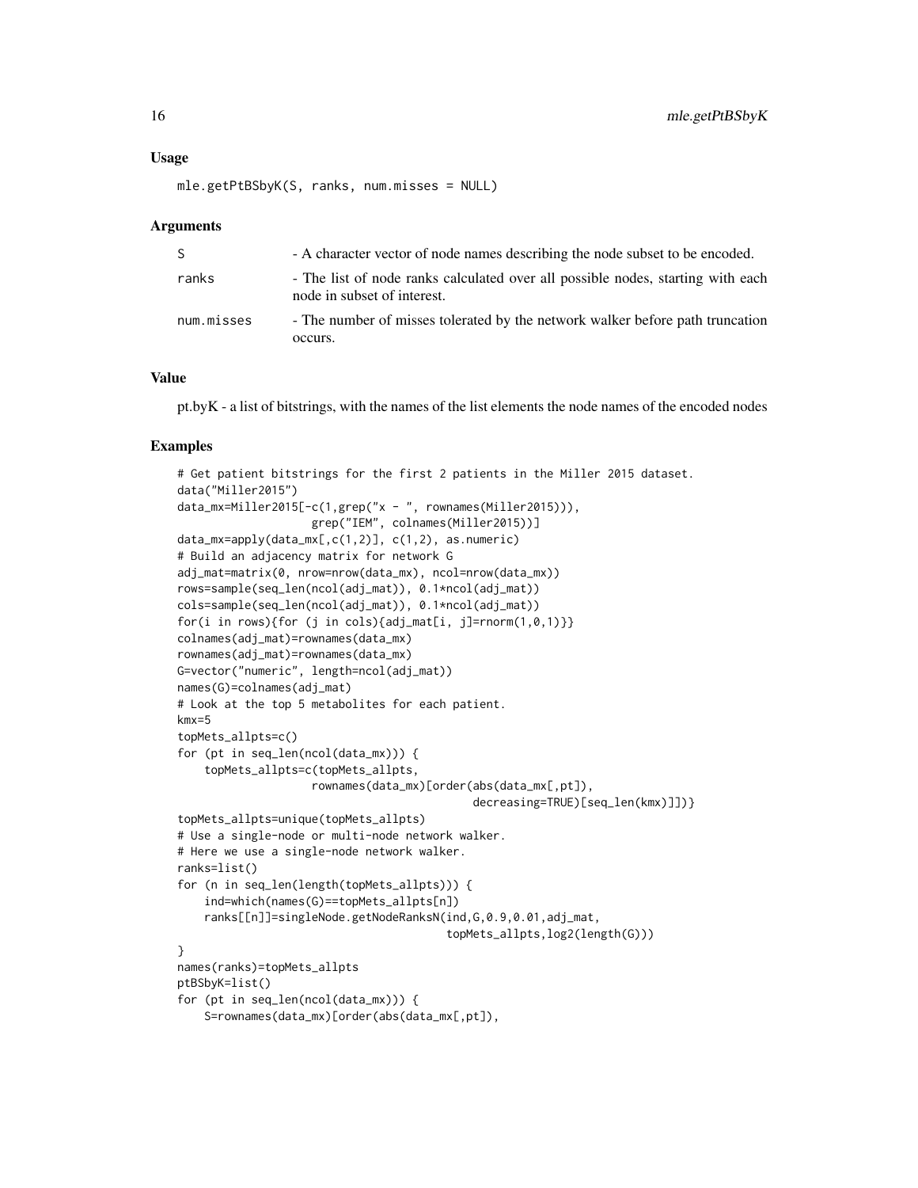### Usage

```
mle.getPtBSbyK(S, ranks, num.misses = NULL)
```

### Arguments

| | |
|---|---|
| S | - A character vector of node names describing the node subset to be encoded. |
| ranks | - The list of node ranks calculated over all possible nodes, starting with each node in subset of interest. |
| num.misses | - The number of misses tolerated by the network walker before path truncation occurs. |

### Value

pt.byK - a list of bitstrings, with the names of the list elements the node names of the encoded nodes

### Examples

```
# Get patient bitstrings for the first 2 patients in the Miller 2015 dataset.
data("Miller2015")
data_mx=Miller2015[-c(1,grep("x - ", rownames(Miller2015))),
                   grep("IEM", colnames(Miller2015))]
data_mx=apply(data_mx[,c(1,2)], c(1,2), as.numeric)
# Build an adjacency matrix for network G
adj_mat=matrix(0, nrow=nrow(data_mx), ncol=nrow(data_mx))
rows=sample(seq_len(ncol(adj_mat)), 0.1*ncol(adj_mat))
cols=sample(seq_len(ncol(adj_mat)), 0.1*ncol(adj_mat))
for(i in rows){for (j in cols){adj_mat[i, j]=rnorm(1,0,1)}}
colnames(adj_mat)=rownames(data_mx)
rownames(adj_mat)=rownames(data_mx)
G=vector("numeric", length=ncol(adj_mat))
names(G)=colnames(adj_mat)
# Look at the top 5 metabolites for each patient.
kmx=5
topMets_allpts=c()
for (pt in seq_len(ncol(data_mx))) {
    topMets_allpts=c(topMets_allpts,
                   rownames(data_mx)[order(abs(data_mx[,pt]),
                                           decreasing=TRUE)[seq_len(kmx)]])}
topMets_allpts=unique(topMets_allpts)
# Use a single-node or multi-node network walker.
# Here we use a single-node network walker.
ranks=list()
for (n in seq_len(length(topMets_allpts))) {
    ind=which(names(G)==topMets_allpts[n])
    ranks[[n]]=singleNode.getNodeRanksN(ind,G,0.9,0.01,adj_mat,
                                      topMets_allpts,log2(length(G)))
}
names(ranks)=topMets_allpts
ptBSbyK=list()
for (pt in seq_len(ncol(data_mx))) {
    S=rownames(data_mx)[order(abs(data_mx[,pt]),
```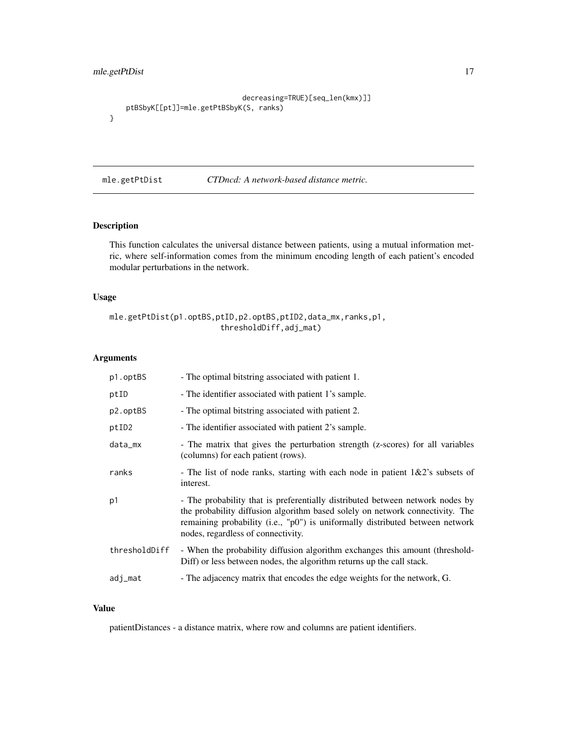```
                                decreasing=TRUE)[seq_len(kmx)]]
    ptBSbyK[[pt]]=mle.getPtBSbyK(S, ranks)
}
```

---

## mle.getPtDist    *CTDncd: A network-based distance metric.*

---

### Description

This function calculates the universal distance between patients, using a mutual information metric, where self-information comes from the minimum encoding length of each patient's encoded modular perturbations in the network.

### Usage

```
mle.getPtDist(p1.optBS,ptID,p2.optBS,ptID2,data_mx,ranks,p1,
                        thresholdDiff,adj_mat)
```

### Arguments

| | |
|---|---|
| p1.optBS | - The optimal bitstring associated with patient 1. |
| ptID | - The identifier associated with patient 1's sample. |
| p2.optBS | - The optimal bitstring associated with patient 2. |
| ptID2 | - The identifier associated with patient 2's sample. |
| data_mx | - The matrix that gives the perturbation strength (z-scores) for all variables (columns) for each patient (rows). |
| ranks | - The list of node ranks, starting with each node in patient 1&2's subsets of interest. |
| p1 | - The probability that is preferentially distributed between network nodes by the probability diffusion algorithm based solely on network connectivity. The remaining probability (i.e., "p0") is uniformally distributed between network nodes, regardless of connectivity. |
| thresholdDiff | - When the probability diffusion algorithm exchanges this amount (thresholdDiff) or less between nodes, the algorithm returns up the call stack. |
| adj_mat | - The adjacency matrix that encodes the edge weights for the network, G. |

### Value

patientDistances - a distance matrix, where row and columns are patient identifiers.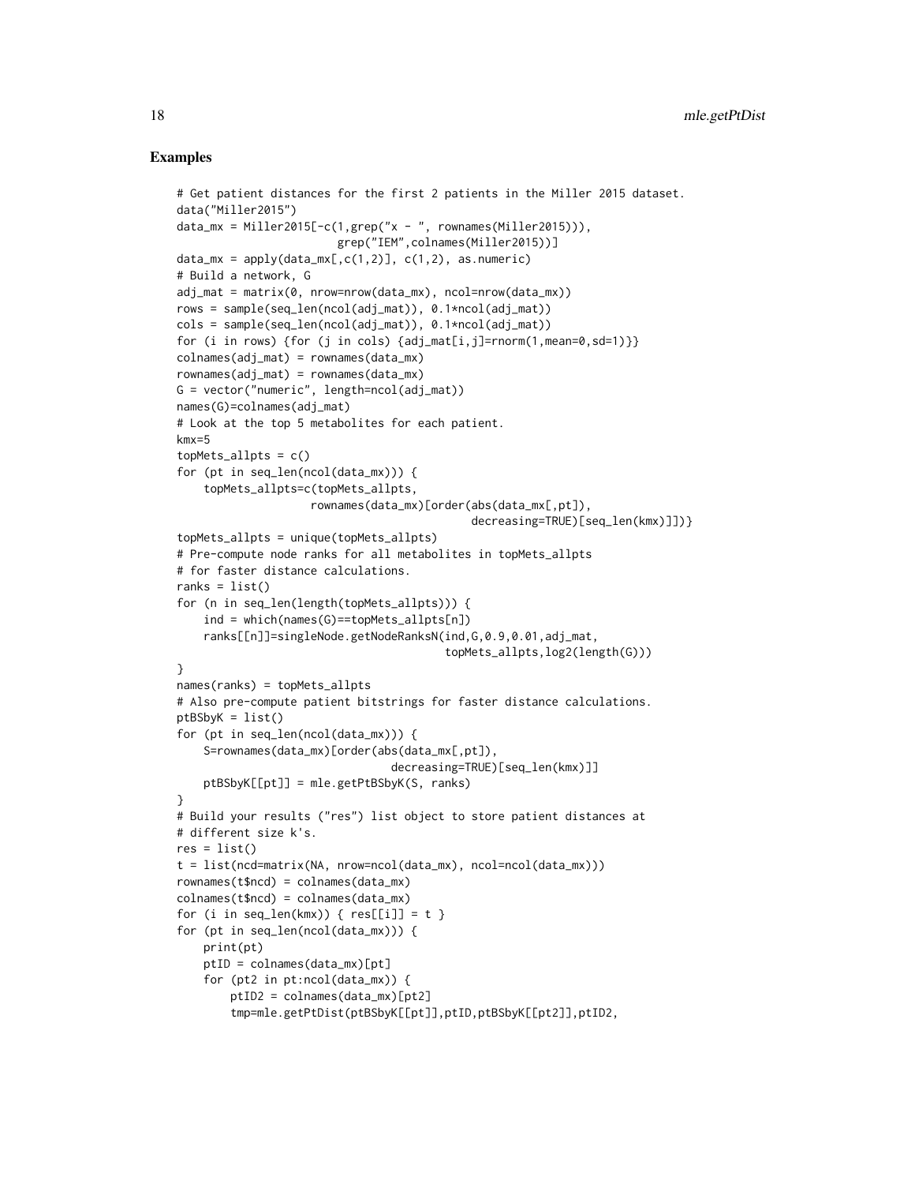## Examples

```
# Get patient distances for the first 2 patients in the Miller 2015 dataset.
data("Miller2015")
data_mx = Miller2015[-c(1,grep("x - ", rownames(Miller2015))),
                     grep("IEM",colnames(Miller2015))]
data_mx = apply(data_mx[,c(1,2)], c(1,2), as.numeric)
# Build a network, G
adj_mat = matrix(0, nrow=nrow(data_mx), ncol=nrow(data_mx))
rows = sample(seq_len(ncol(adj_mat)), 0.1*ncol(adj_mat))
cols = sample(seq_len(ncol(adj_mat)), 0.1*ncol(adj_mat))
for (i in rows) {for (j in cols) {adj_mat[i,j]=rnorm(1,mean=0,sd=1)}}
colnames(adj_mat) = rownames(data_mx)
rownames(adj_mat) = rownames(data_mx)
G = vector("numeric", length=ncol(adj_mat))
names(G)=colnames(adj_mat)
# Look at the top 5 metabolites for each patient.
kmx=5
topMets_allpts = c()
for (pt in seq_len(ncol(data_mx))) {
    topMets_allpts=c(topMets_allpts,
                    rownames(data_mx)[order(abs(data_mx[,pt]),
                                            decreasing=TRUE)[seq_len(kmx)]])}
topMets_allpts = unique(topMets_allpts)
# Pre-compute node ranks for all metabolites in topMets_allpts
# for faster distance calculations.
ranks = list()
for (n in seq_len(length(topMets_allpts))) {
    ind = which(names(G)==topMets_allpts[n])
    ranks[[n]]=singleNode.getNodeRanksN(ind,G,0.9,0.01,adj_mat,
                                        topMets_allpts,log2(length(G)))
}
names(ranks) = topMets_allpts
# Also pre-compute patient bitstrings for faster distance calculations.
ptBSbyK = list()
for (pt in seq_len(ncol(data_mx))) {
    S=rownames(data_mx)[order(abs(data_mx[,pt]),
                              decreasing=TRUE)[seq_len(kmx)]]
    ptBSbyK[[pt]] = mle.getPtBSbyK(S, ranks)
}
# Build your results ("res") list object to store patient distances at
# different size k's.
res = list()
t = list(ncd=matrix(NA, nrow=ncol(data_mx), ncol=ncol(data_mx)))
rownames(t$ncd) = colnames(data_mx)
colnames(t$ncd) = colnames(data_mx)
for (i in seq_len(kmx)) { res[[i]] = t }
for (pt in seq_len(ncol(data_mx))) {
    print(pt)
    ptID = colnames(data_mx)[pt]
    for (pt2 in pt:ncol(data_mx)) {
        ptID2 = colnames(data_mx)[pt2]
        tmp=mle.getPtDist(ptBSbyK[[pt]],ptID,ptBSbyK[[pt2]],ptID2,
```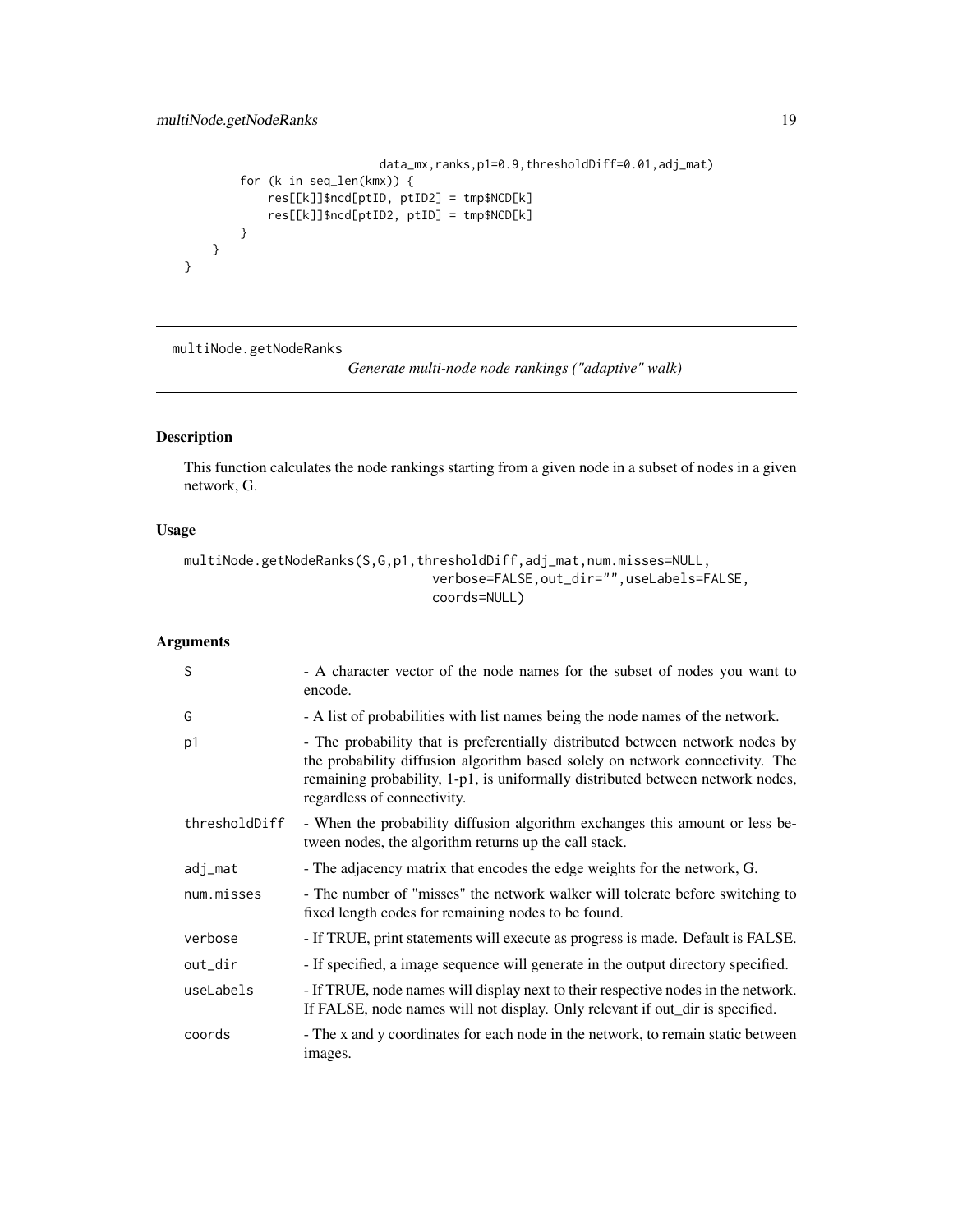```
                              data_mx,ranks,p1=0.9,thresholdDiff=0.01,adj_mat)
        for (k in seq_len(kmx)) {
            res[[k]]$ncd[ptID, ptID2] = tmp$NCD[k]
            res[[k]]$ncd[ptID2, ptID] = tmp$NCD[k]
        }
    }
}
```

## multiNode.getNodeRanks

*Generate multi-node node rankings ("adaptive" walk)*

### Description

This function calculates the node rankings starting from a given node in a subset of nodes in a given network, G.

### Usage

```
multiNode.getNodeRanks(S,G,p1,thresholdDiff,adj_mat,num.misses=NULL,
                                verbose=FALSE,out_dir="",useLabels=FALSE,
                                coords=NULL)
```

### Arguments

| Argument | Description |
|---|---|
| S | - A character vector of the node names for the subset of nodes you want to encode. |
| G | - A list of probabilities with list names being the node names of the network. |
| p1 | - The probability that is preferentially distributed between network nodes by the probability diffusion algorithm based solely on network connectivity. The remaining probability, 1-p1, is uniformally distributed between network nodes, regardless of connectivity. |
| thresholdDiff | - When the probability diffusion algorithm exchanges this amount or less between nodes, the algorithm returns up the call stack. |
| adj_mat | - The adjacency matrix that encodes the edge weights for the network, G. |
| num.misses | - The number of "misses" the network walker will tolerate before switching to fixed length codes for remaining nodes to be found. |
| verbose | - If TRUE, print statements will execute as progress is made. Default is FALSE. |
| out_dir | - If specified, a image sequence will generate in the output directory specified. |
| useLabels | - If TRUE, node names will display next to their respective nodes in the network. If FALSE, node names will not display. Only relevant if out_dir is specified. |
| coords | - The x and y coordinates for each node in the network, to remain static between images. |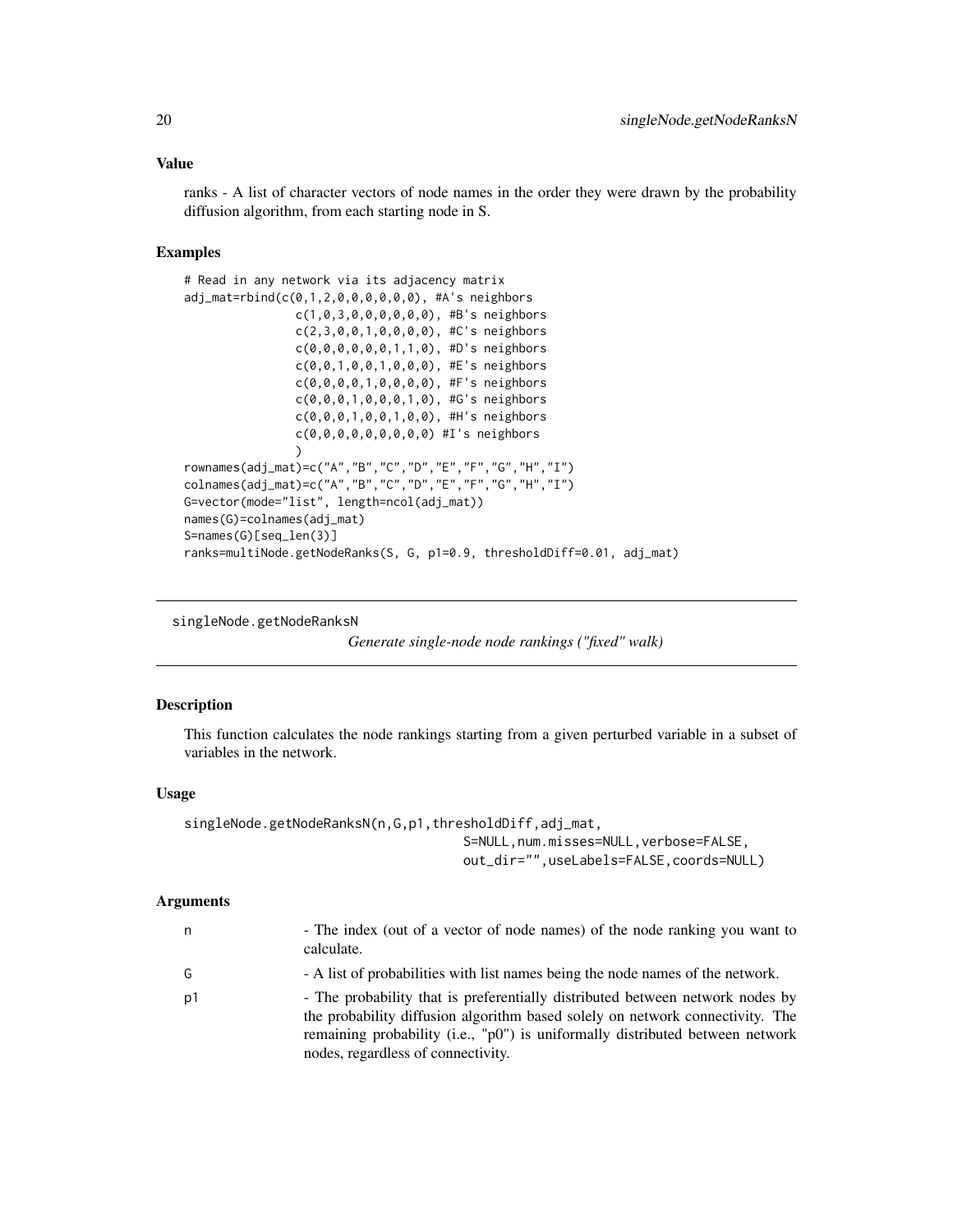### Value

ranks - A list of character vectors of node names in the order they were drawn by the probability diffusion algorithm, from each starting node in S.

### Examples

```
# Read in any network via its adjacency matrix
adj_mat=rbind(c(0,1,2,0,0,0,0,0,0), #A's neighbors
              c(1,0,3,0,0,0,0,0,0), #B's neighbors
              c(2,3,0,0,1,0,0,0,0), #C's neighbors
              c(0,0,0,0,0,0,1,1,0), #D's neighbors
              c(0,0,1,0,0,1,0,0,0), #E's neighbors
              c(0,0,0,0,1,0,0,0,0), #F's neighbors
              c(0,0,0,1,0,0,0,1,0), #G's neighbors
              c(0,0,0,1,0,0,1,0,0), #H's neighbors
              c(0,0,0,0,0,0,0,0,0) #I's neighbors
              )
rownames(adj_mat)=c("A","B","C","D","E","F","G","H","I")
colnames(adj_mat)=c("A","B","C","D","E","F","G","H","I")
G=vector(mode="list", length=ncol(adj_mat))
names(G)=colnames(adj_mat)
S=names(G)[seq_len(3)]
ranks=multiNode.getNodeRanks(S, G, p1=0.9, thresholdDiff=0.01, adj_mat)
```

---

## singleNode.getNodeRanksN

*Generate single-node node rankings ("fixed" walk)*

---

### Description

This function calculates the node rankings starting from a given perturbed variable in a subset of variables in the network.

### Usage

```
singleNode.getNodeRanksN(n,G,p1,thresholdDiff,adj_mat,
                         S=NULL,num.misses=NULL,verbose=FALSE,
                         out_dir="",useLabels=FALSE,coords=NULL)
```

### Arguments

| | |
|---|---|
| n | - The index (out of a vector of node names) of the node ranking you want to calculate. |
| G | - A list of probabilities with list names being the node names of the network. |
| p1 | - The probability that is preferentially distributed between network nodes by the probability diffusion algorithm based solely on network connectivity. The remaining probability (i.e., "p0") is uniformally distributed between network nodes, regardless of connectivity. |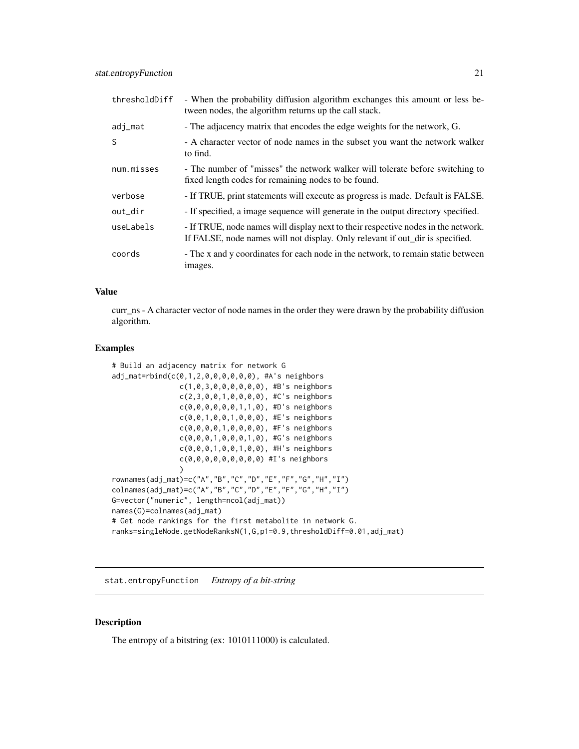| | |
|---|---|
| thresholdDiff | - When the probability diffusion algorithm exchanges this amount or less between nodes, the algorithm returns up the call stack. |
| adj_mat | - The adjacency matrix that encodes the edge weights for the network, G. |
| S | - A character vector of node names in the subset you want the network walker to find. |
| num.misses | - The number of "misses" the network walker will tolerate before switching to fixed length codes for remaining nodes to be found. |
| verbose | - If TRUE, print statements will execute as progress is made. Default is FALSE. |
| out_dir | - If specified, a image sequence will generate in the output directory specified. |
| useLabels | - If TRUE, node names will display next to their respective nodes in the network. If FALSE, node names will not display. Only relevant if out_dir is specified. |
| coords | - The x and y coordinates for each node in the network, to remain static between images. |

### Value

curr_ns - A character vector of node names in the order they were drawn by the probability diffusion algorithm.

### Examples

```
# Build an adjacency matrix for network G
adj_mat=rbind(c(0,1,2,0,0,0,0,0,0), #A's neighbors
              c(1,0,3,0,0,0,0,0,0), #B's neighbors
              c(2,3,0,0,1,0,0,0,0), #C's neighbors
              c(0,0,0,0,0,0,1,1,0), #D's neighbors
              c(0,0,1,0,0,1,0,0,0), #E's neighbors
              c(0,0,0,0,1,0,0,0,0), #F's neighbors
              c(0,0,0,1,0,0,0,1,0), #G's neighbors
              c(0,0,0,1,0,0,1,0,0), #H's neighbors
              c(0,0,0,0,0,0,0,0,0) #I's neighbors
              )
rownames(adj_mat)=c("A","B","C","D","E","F","G","H","I")
colnames(adj_mat)=c("A","B","C","D","E","F","G","H","I")
G=vector("numeric", length=ncol(adj_mat))
names(G)=colnames(adj_mat)
# Get node rankings for the first metabolite in network G.
ranks=singleNode.getNodeRanksN(1,G,p1=0.9,thresholdDiff=0.01,adj_mat)
```

---

## stat.entropyFunction *Entropy of a bit-string*

### Description

The entropy of a bitstring (ex: 1010111000) is calculated.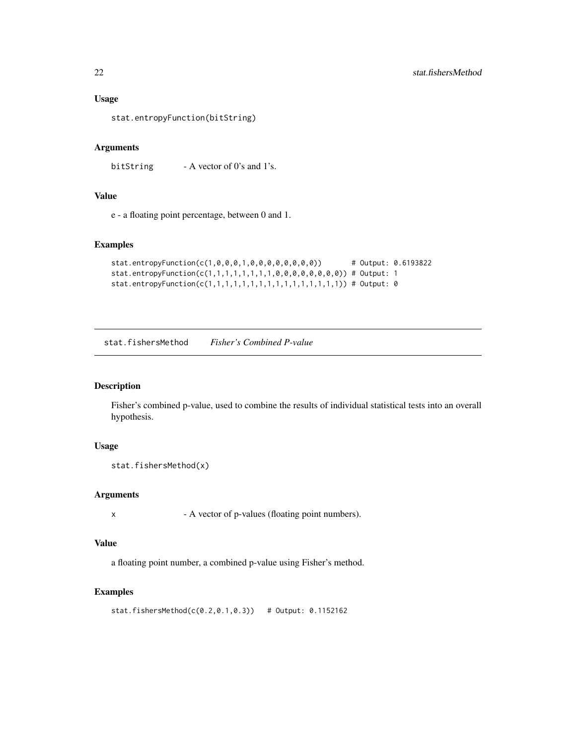### Usage

```
stat.entropyFunction(bitString)
```

### Arguments

| | |
|---|---|
| bitString | - A vector of 0's and 1's. |

### Value

e - a floating point percentage, between 0 and 1.

### Examples

```
stat.entropyFunction(c(1,0,0,0,1,0,0,0,0,0,0,0,0))       # Output: 0.6193822
stat.entropyFunction(c(1,1,1,1,1,1,1,1,0,0,0,0,0,0,0,0)) # Output: 1
stat.entropyFunction(c(1,1,1,1,1,1,1,1,1,1,1,1,1,1,1,1)) # Output: 0
```

---

## stat.fishersMethod    *Fisher's Combined P-value*

---

### Description

Fisher's combined p-value, used to combine the results of individual statistical tests into an overall hypothesis.

### Usage

```
stat.fishersMethod(x)
```

### Arguments

| | |
|---|---|
| x | - A vector of p-values (floating point numbers). |

### Value

a floating point number, a combined p-value using Fisher's method.

### Examples

```
stat.fishersMethod(c(0.2,0.1,0.3))   # Output: 0.1152162
```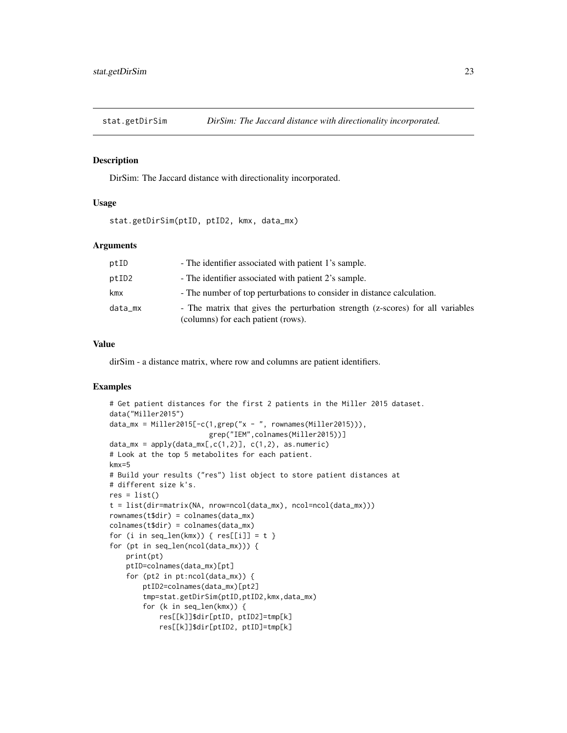## stat.getDirSim — *DirSim: The Jaccard distance with directionality incorporated.*

### Description

DirSim: The Jaccard distance with directionality incorporated.

### Usage

```
stat.getDirSim(ptID, ptID2, kmx, data_mx)
```

### Arguments

| | |
|---|---|
| ptID | - The identifier associated with patient 1's sample. |
| ptID2 | - The identifier associated with patient 2's sample. |
| kmx | - The number of top perturbations to consider in distance calculation. |
| data_mx | - The matrix that gives the perturbation strength (z-scores) for all variables (columns) for each patient (rows). |

### Value

dirSim - a distance matrix, where row and columns are patient identifiers.

### Examples

```
# Get patient distances for the first 2 patients in the Miller 2015 dataset.
data("Miller2015")
data_mx = Miller2015[-c(1,grep("x - ", rownames(Miller2015))),
                      grep("IEM",colnames(Miller2015))]
data_mx = apply(data_mx[,c(1,2)], c(1,2), as.numeric)
# Look at the top 5 metabolites for each patient.
kmx=5
# Build your results ("res") list object to store patient distances at
# different size k's.
res = list()
t = list(dir=matrix(NA, nrow=ncol(data_mx), ncol=ncol(data_mx)))
rownames(t$dir) = colnames(data_mx)
colnames(t$dir) = colnames(data_mx)
for (i in seq_len(kmx)) { res[[i]] = t }
for (pt in seq_len(ncol(data_mx))) {
    print(pt)
    ptID=colnames(data_mx)[pt]
    for (pt2 in pt:ncol(data_mx)) {
        ptID2=colnames(data_mx)[pt2]
        tmp=stat.getDirSim(ptID,ptID2,kmx,data_mx)
        for (k in seq_len(kmx)) {
            res[[k]]$dir[ptID, ptID2]=tmp[k]
            res[[k]]$dir[ptID2, ptID]=tmp[k]
```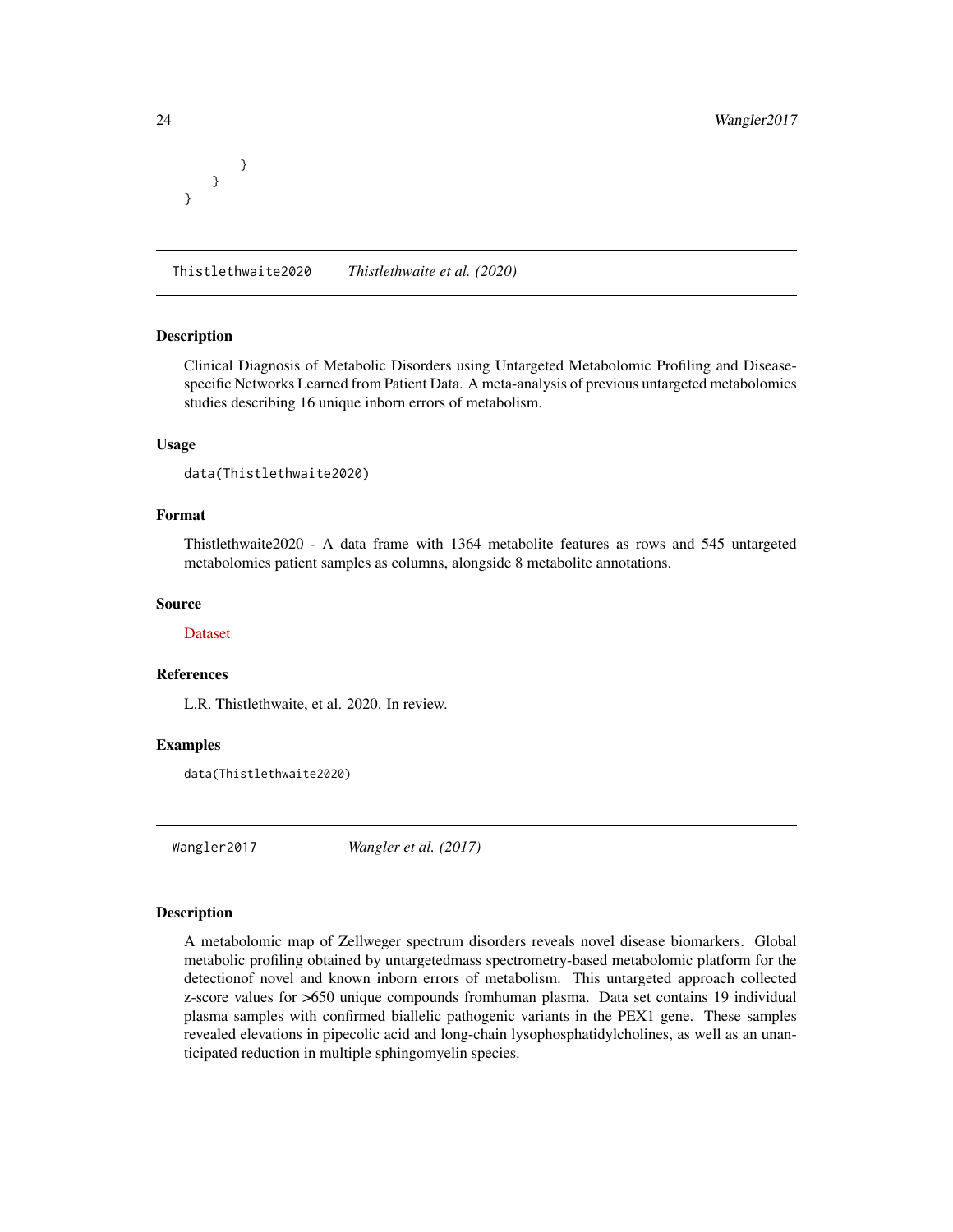```
        }
    }
}
```

## Thistlethwaite2020 *Thistlethwaite et al. (2020)*

### Description

Clinical Diagnosis of Metabolic Disorders using Untargeted Metabolomic Profiling and Disease-specific Networks Learned from Patient Data. A meta-analysis of previous untargeted metabolomics studies describing 16 unique inborn errors of metabolism.

### Usage

```
data(Thistlethwaite2020)
```

### Format

Thistlethwaite2020 - A data frame with 1364 metabolite features as rows and 545 untargeted metabolomics patient samples as columns, alongside 8 metabolite annotations.

### Source

Dataset

### References

L.R. Thistlethwaite, et al. 2020. In review.

### Examples

```
data(Thistlethwaite2020)
```

## Wangler2017 *Wangler et al. (2017)*

### Description

A metabolomic map of Zellweger spectrum disorders reveals novel disease biomarkers. Global metabolic profiling obtained by untargetedmass spectrometry-based metabolomic platform for the detectionof novel and known inborn errors of metabolism. This untargeted approach collected z-score values for >650 unique compounds fromhuman plasma. Data set contains 19 individual plasma samples with confirmed biallelic pathogenic variants in the PEX1 gene. These samples revealed elevations in pipecolic acid and long-chain lysophosphatidylcholines, as well as an unanticipated reduction in multiple sphingomyelin species.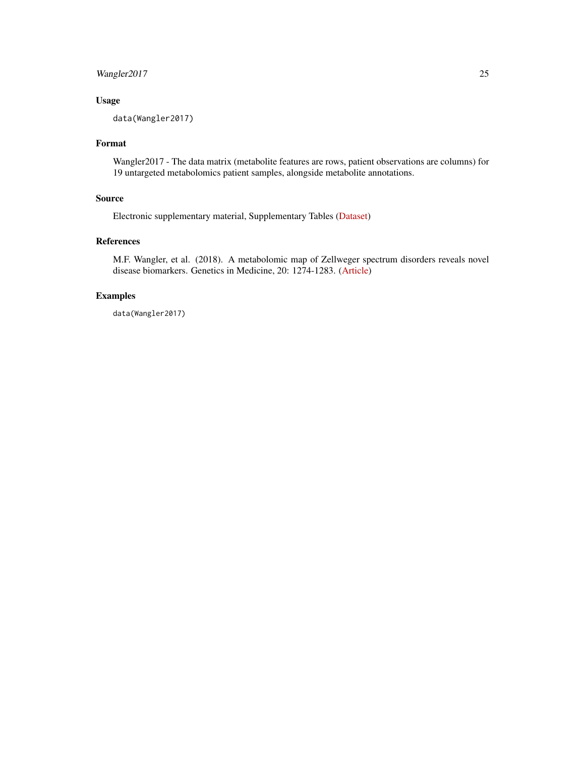### Usage

```
data(Wangler2017)
```

### Format

Wangler2017 - The data matrix (metabolite features are rows, patient observations are columns) for 19 untargeted metabolomics patient samples, alongside metabolite annotations.

### Source

Electronic supplementary material, Supplementary Tables (Dataset)

### References

M.F. Wangler, et al. (2018). A metabolomic map of Zellweger spectrum disorders reveals novel disease biomarkers. Genetics in Medicine, 20: 1274-1283. (Article)

### Examples

```
data(Wangler2017)
```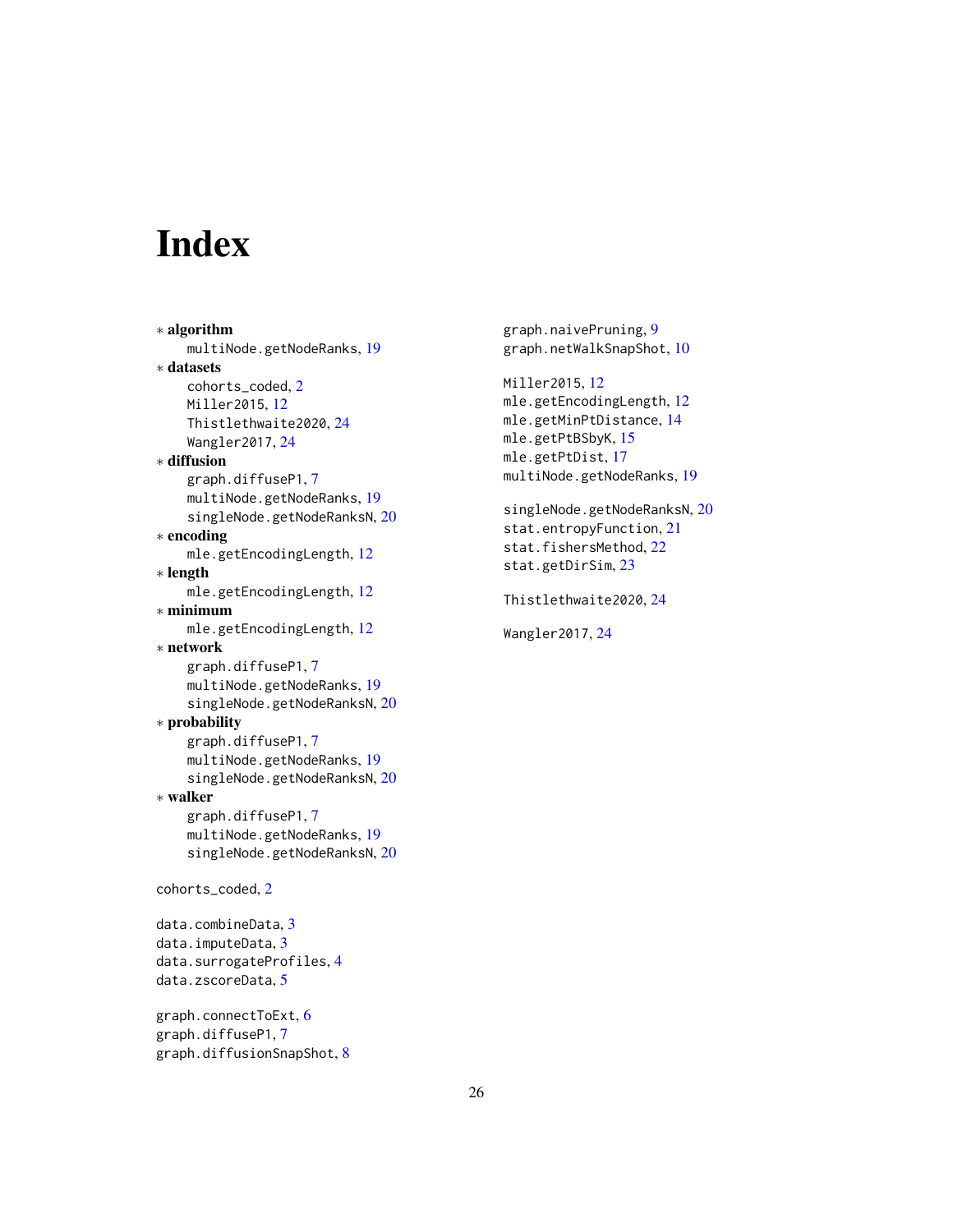# Index

* **algorithm**
  - multiNode.getNodeRanks, 19
* **datasets**
  - cohorts_coded, 2
  - Miller2015, 12
  - Thistlethwaite2020, 24
  - Wangler2017, 24
* **diffusion**
  - graph.diffuseP1, 7
  - multiNode.getNodeRanks, 19
  - singleNode.getNodeRanksN, 20
* **encoding**
  - mle.getEncodingLength, 12
* **length**
  - mle.getEncodingLength, 12
* **minimum**
  - mle.getEncodingLength, 12
* **network**
  - graph.diffuseP1, 7
  - multiNode.getNodeRanks, 19
  - singleNode.getNodeRanksN, 20
* **probability**
  - graph.diffuseP1, 7
  - multiNode.getNodeRanks, 19
  - singleNode.getNodeRanksN, 20
* **walker**
  - graph.diffuseP1, 7
  - multiNode.getNodeRanks, 19
  - singleNode.getNodeRanksN, 20

cohorts_coded, 2

data.combineData, 3
data.imputeData, 3
data.surrogateProfiles, 4
data.zscoreData, 5

graph.connectToExt, 6
graph.diffuseP1, 7
graph.diffusionSnapShot, 8
graph.naivePruning, 9
graph.netWalkSnapShot, 10

Miller2015, 12
mle.getEncodingLength, 12
mle.getMinPtDistance, 14
mle.getPtBSbyK, 15
mle.getPtDist, 17
multiNode.getNodeRanks, 19

singleNode.getNodeRanksN, 20
stat.entropyFunction, 21
stat.fishersMethod, 22
stat.getDirSim, 23

Thistlethwaite2020, 24

Wangler2017, 24